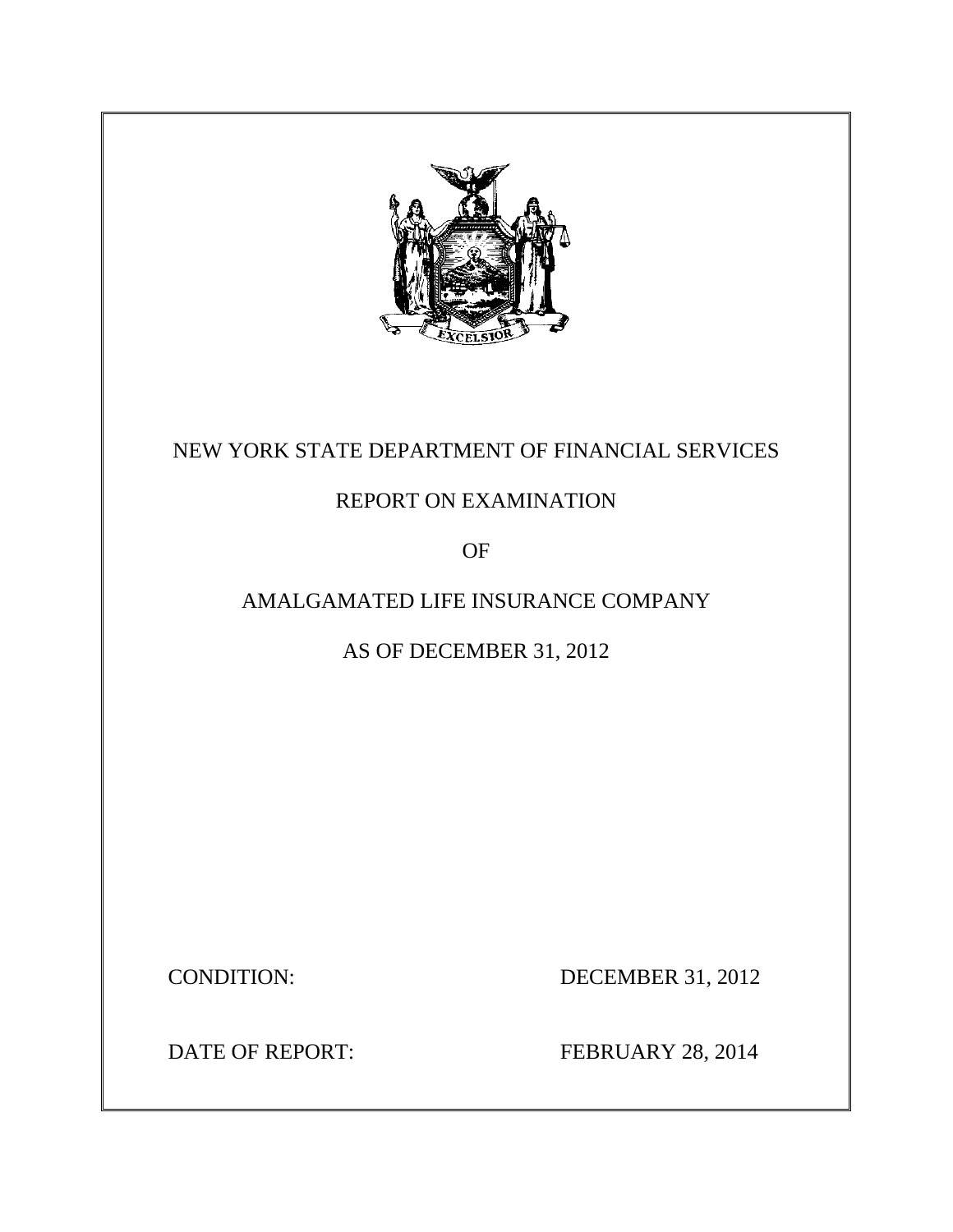# NEW YORK STATE DEPARTMENT OF FINANCIAL SERVICES

## REPORT ON EXAMINATION

## OF

## AMALGAMATED LIFE INSURANCE COMPANY

## AS OF DECEMBER 31, 2012

CONDITION: DECEMBER 31, 2012

DATE OF REPORT: FEBRUARY 28, 2014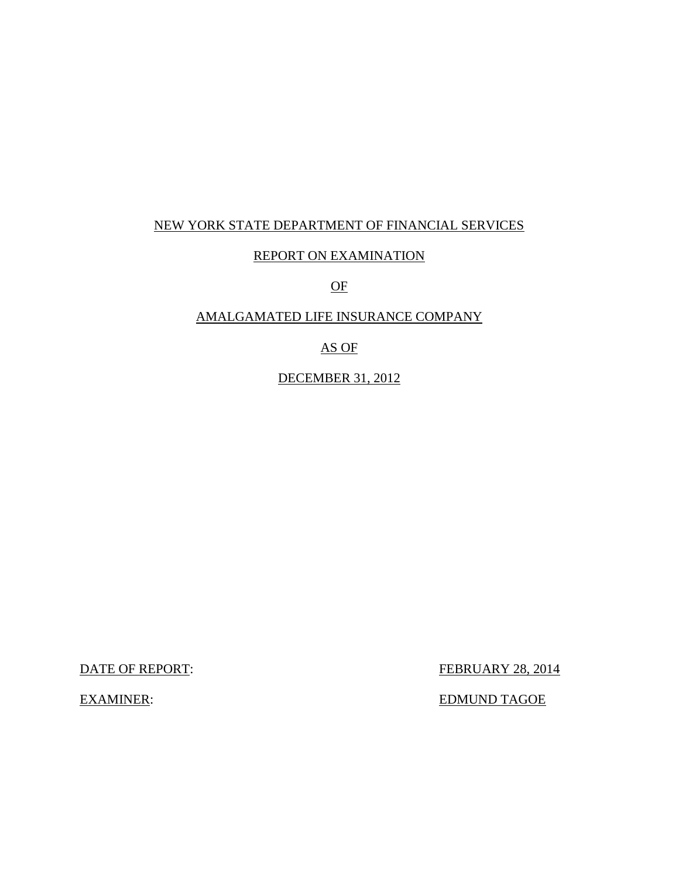NEW YORK STATE DEPARTMENT OF FINANCIAL SERVICES

REPORT ON EXAMINATION

OF

AMALGAMATED LIFE INSURANCE COMPANY

AS OF

DECEMBER 31, 2012

DATE OF REPORT: FEBRUARY 28, 2014

EXAMINER: EDMUND TAGOE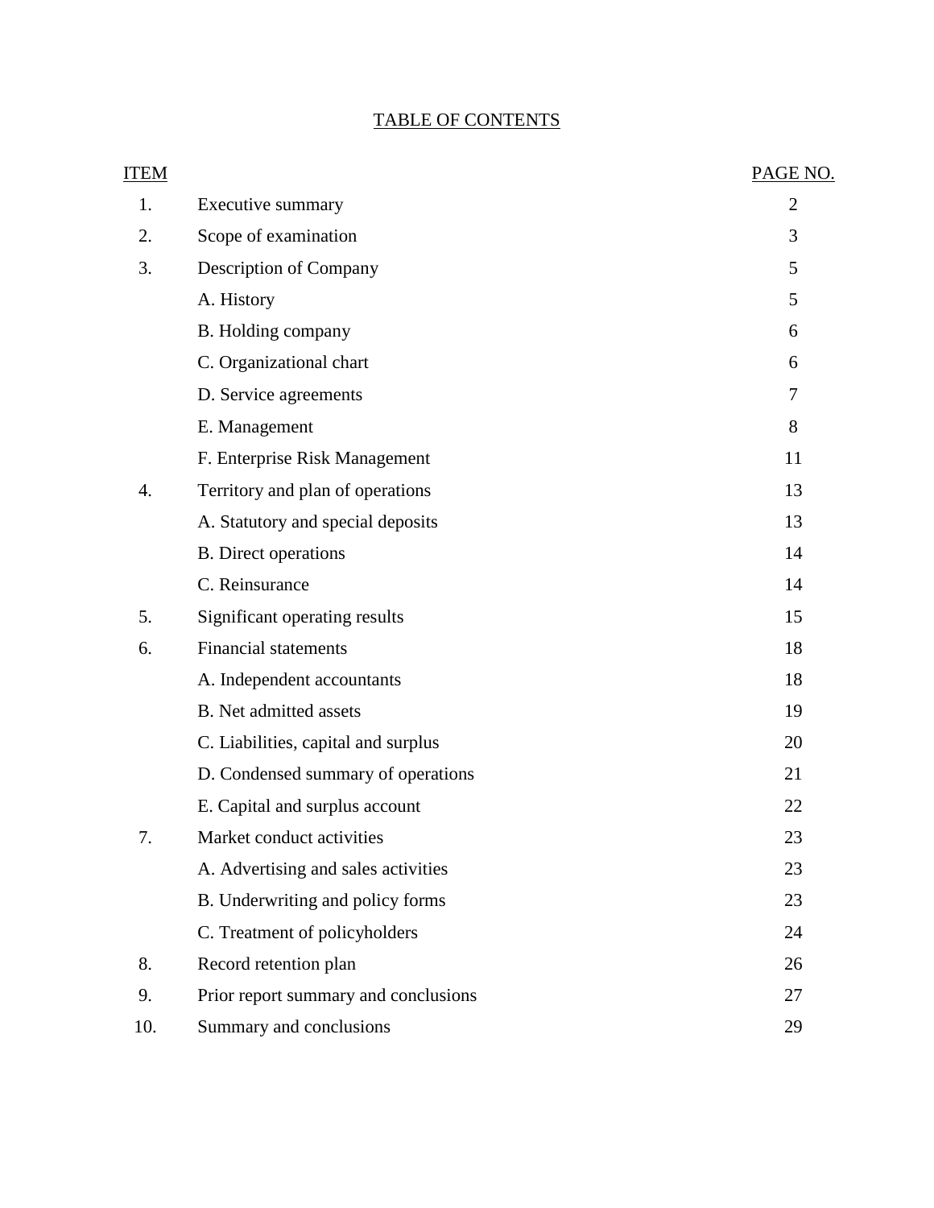## TABLE OF CONTENTS

| ITEM | | PAGE NO. |
|---|---|---|
| 1. | Executive summary | 2 |
| 2. | Scope of examination | 3 |
| 3. | Description of Company | 5 |
| | A. History | 5 |
| | B. Holding company | 6 |
| | C. Organizational chart | 6 |
| | D. Service agreements | 7 |
| | E. Management | 8 |
| | F. Enterprise Risk Management | 11 |
| 4. | Territory and plan of operations | 13 |
| | A. Statutory and special deposits | 13 |
| | B. Direct operations | 14 |
| | C. Reinsurance | 14 |
| 5. | Significant operating results | 15 |
| 6. | Financial statements | 18 |
| | A. Independent accountants | 18 |
| | B. Net admitted assets | 19 |
| | C. Liabilities, capital and surplus | 20 |
| | D. Condensed summary of operations | 21 |
| | E. Capital and surplus account | 22 |
| 7. | Market conduct activities | 23 |
| | A. Advertising and sales activities | 23 |
| | B. Underwriting and policy forms | 23 |
| | C. Treatment of policyholders | 24 |
| 8. | Record retention plan | 26 |
| 9. | Prior report summary and conclusions | 27 |
| 10. | Summary and conclusions | 29 |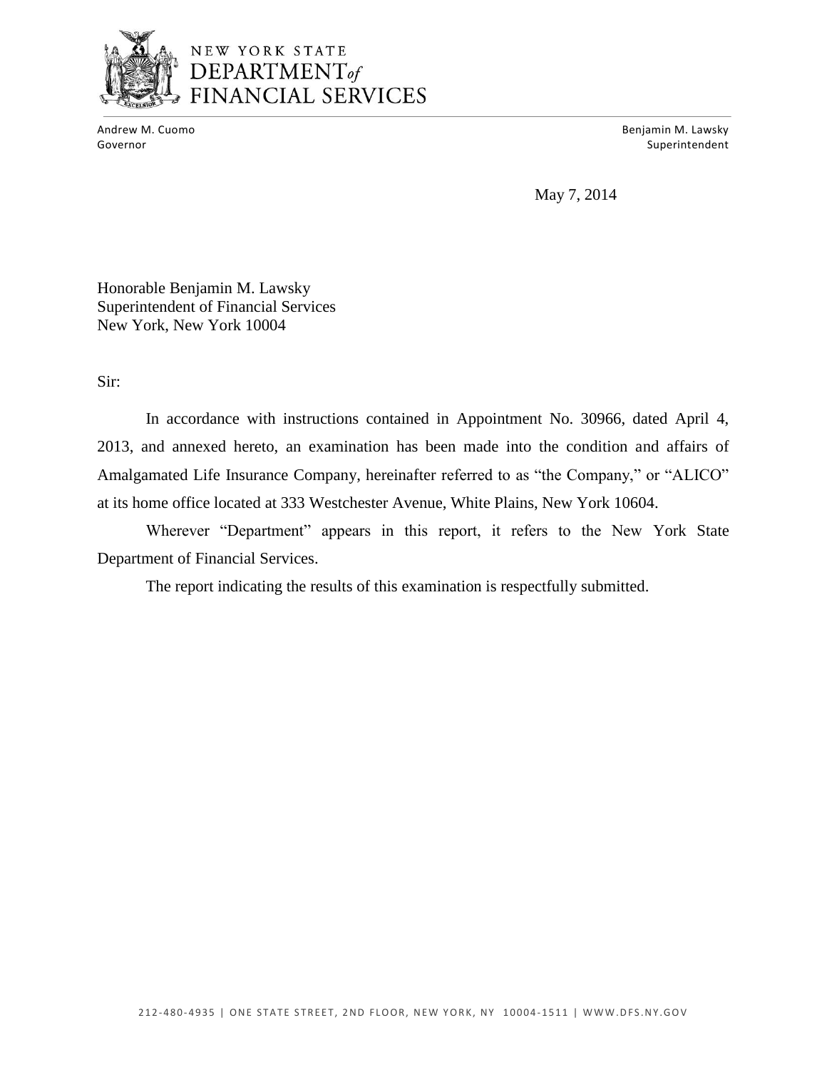NEW YORK STATE
DEPARTMENT *of*
FINANCIAL SERVICES

Andrew M. Cuomo
Governor

Benjamin M. Lawsky
Superintendent

May 7, 2014

Honorable Benjamin M. Lawsky
Superintendent of Financial Services
New York, New York 10004

Sir:

In accordance with instructions contained in Appointment No. 30966, dated April 4, 2013, and annexed hereto, an examination has been made into the condition and affairs of Amalgamated Life Insurance Company, hereinafter referred to as "the Company," or "ALICO" at its home office located at 333 Westchester Avenue, White Plains, New York 10604.

Wherever "Department" appears in this report, it refers to the New York State Department of Financial Services.

The report indicating the results of this examination is respectfully submitted.

212-480-4935 | ONE STATE STREET, 2ND FLOOR, NEW YORK, NY 10004-1511 | WWW.DFS.NY.GOV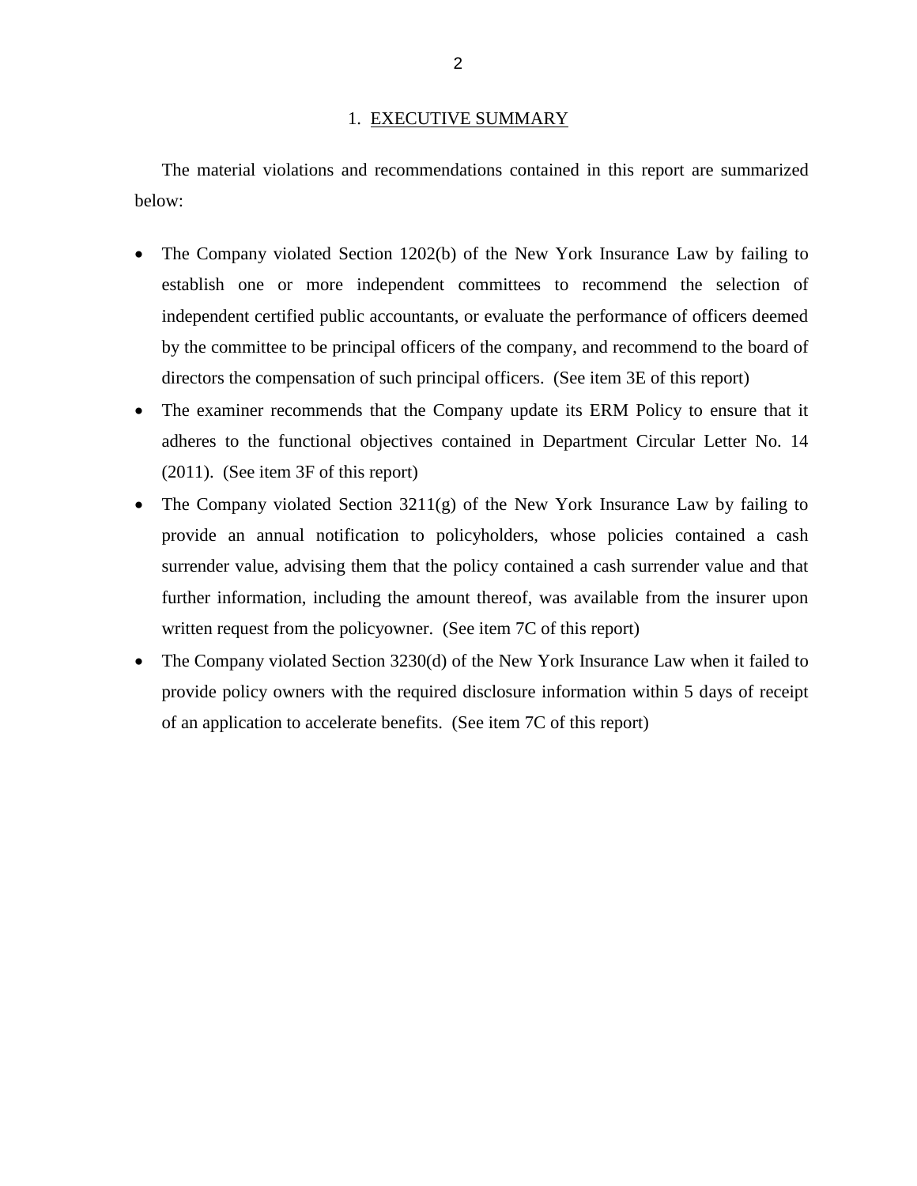## 1. EXECUTIVE SUMMARY

The material violations and recommendations contained in this report are summarized below:

- The Company violated Section 1202(b) of the New York Insurance Law by failing to establish one or more independent committees to recommend the selection of independent certified public accountants, or evaluate the performance of officers deemed by the committee to be principal officers of the company, and recommend to the board of directors the compensation of such principal officers. (See item 3E of this report)
- The examiner recommends that the Company update its ERM Policy to ensure that it adheres to the functional objectives contained in Department Circular Letter No. 14 (2011). (See item 3F of this report)
- The Company violated Section 3211(g) of the New York Insurance Law by failing to provide an annual notification to policyholders, whose policies contained a cash surrender value, advising them that the policy contained a cash surrender value and that further information, including the amount thereof, was available from the insurer upon written request from the policyowner. (See item 7C of this report)
- The Company violated Section 3230(d) of the New York Insurance Law when it failed to provide policy owners with the required disclosure information within 5 days of receipt of an application to accelerate benefits. (See item 7C of this report)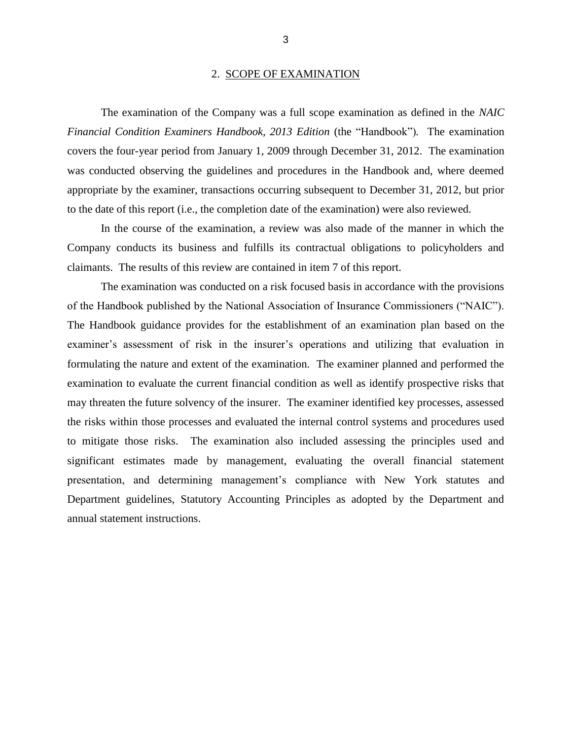## 2. SCOPE OF EXAMINATION

The examination of the Company was a full scope examination as defined in the *NAIC Financial Condition Examiners Handbook, 2013 Edition* (the "Handbook"). The examination covers the four-year period from January 1, 2009 through December 31, 2012. The examination was conducted observing the guidelines and procedures in the Handbook and, where deemed appropriate by the examiner, transactions occurring subsequent to December 31, 2012, but prior to the date of this report (i.e., the completion date of the examination) were also reviewed.

In the course of the examination, a review was also made of the manner in which the Company conducts its business and fulfills its contractual obligations to policyholders and claimants. The results of this review are contained in item 7 of this report.

The examination was conducted on a risk focused basis in accordance with the provisions of the Handbook published by the National Association of Insurance Commissioners ("NAIC"). The Handbook guidance provides for the establishment of an examination plan based on the examiner's assessment of risk in the insurer's operations and utilizing that evaluation in formulating the nature and extent of the examination. The examiner planned and performed the examination to evaluate the current financial condition as well as identify prospective risks that may threaten the future solvency of the insurer. The examiner identified key processes, assessed the risks within those processes and evaluated the internal control systems and procedures used to mitigate those risks. The examination also included assessing the principles used and significant estimates made by management, evaluating the overall financial statement presentation, and determining management's compliance with New York statutes and Department guidelines, Statutory Accounting Principles as adopted by the Department and annual statement instructions.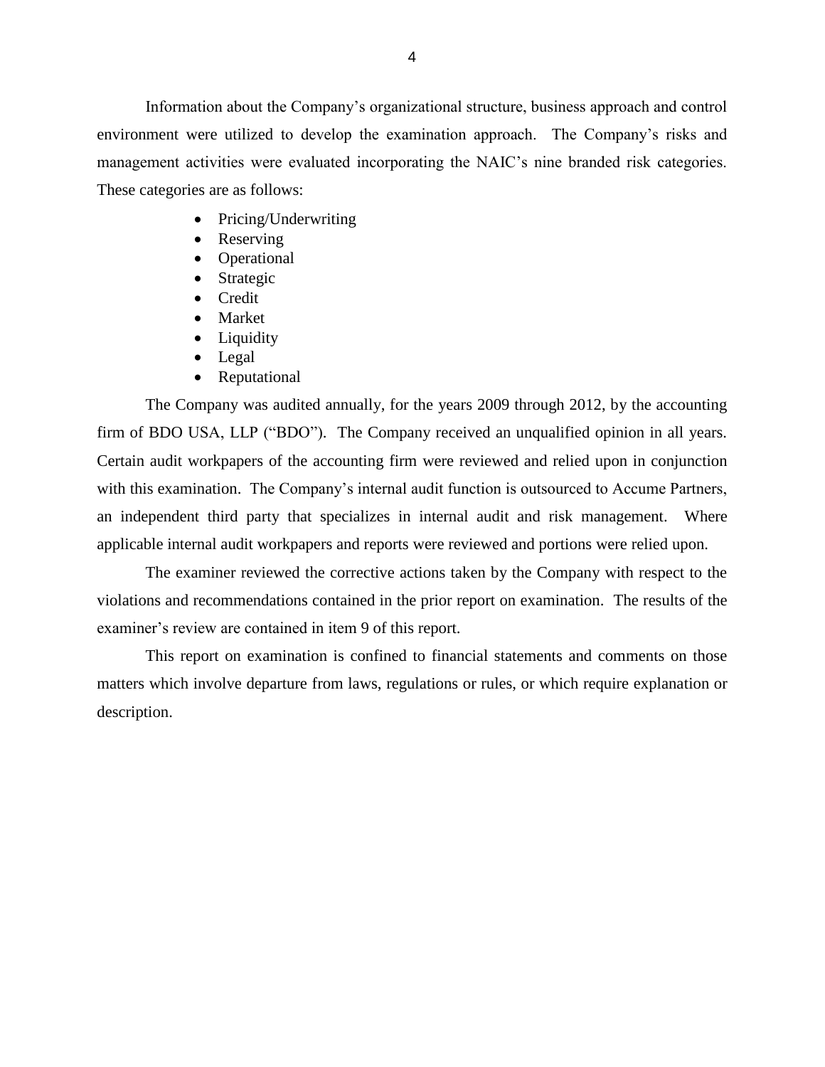Information about the Company's organizational structure, business approach and control environment were utilized to develop the examination approach. The Company's risks and management activities were evaluated incorporating the NAIC's nine branded risk categories. These categories are as follows:

- Pricing/Underwriting
- Reserving
- Operational
- Strategic
- Credit
- Market
- Liquidity
- Legal
- Reputational

The Company was audited annually, for the years 2009 through 2012, by the accounting firm of BDO USA, LLP ("BDO"). The Company received an unqualified opinion in all years. Certain audit workpapers of the accounting firm were reviewed and relied upon in conjunction with this examination. The Company's internal audit function is outsourced to Accume Partners, an independent third party that specializes in internal audit and risk management. Where applicable internal audit workpapers and reports were reviewed and portions were relied upon.

The examiner reviewed the corrective actions taken by the Company with respect to the violations and recommendations contained in the prior report on examination. The results of the examiner's review are contained in item 9 of this report.

This report on examination is confined to financial statements and comments on those matters which involve departure from laws, regulations or rules, or which require explanation or description.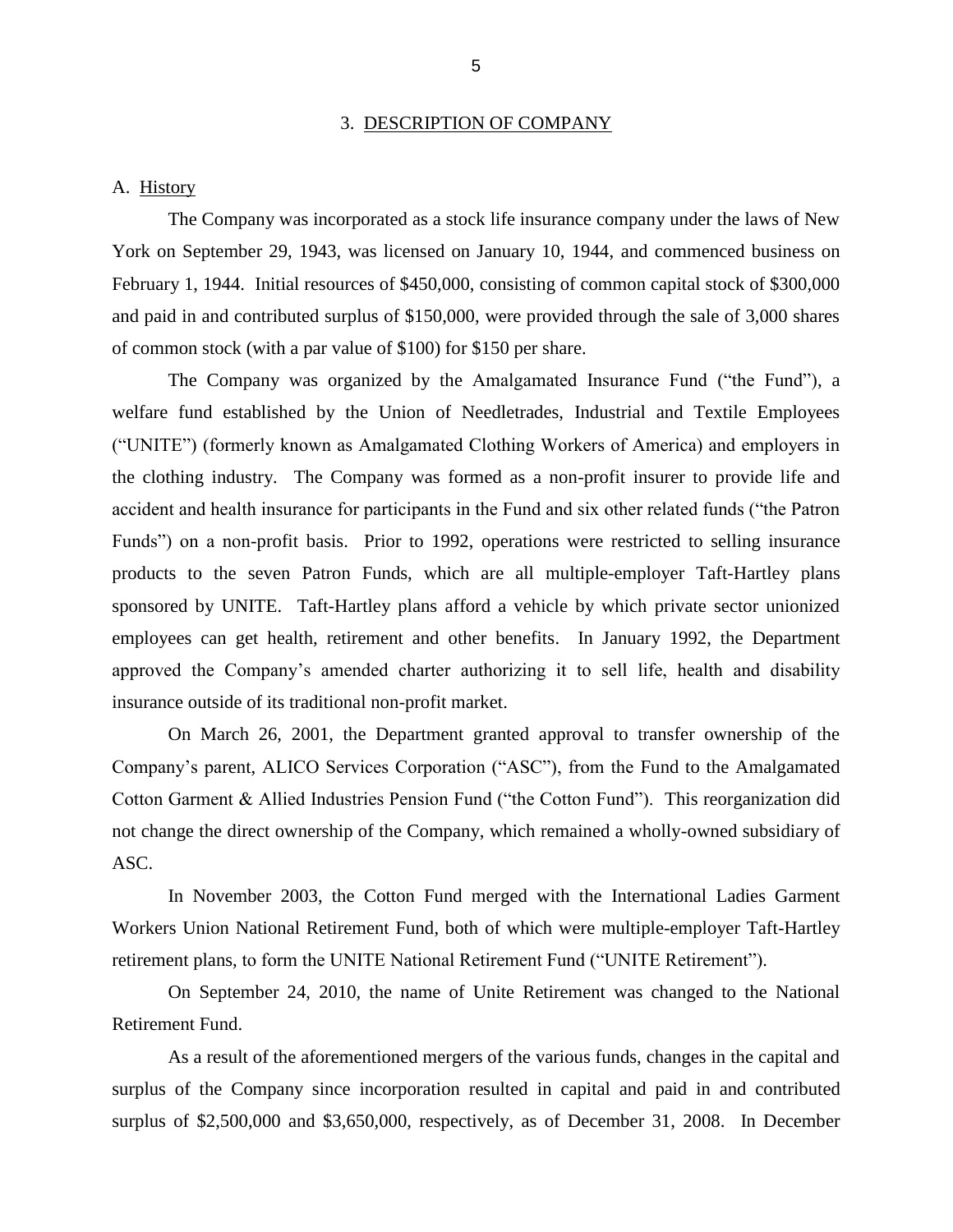## 3. DESCRIPTION OF COMPANY

### A. History

The Company was incorporated as a stock life insurance company under the laws of New York on September 29, 1943, was licensed on January 10, 1944, and commenced business on February 1, 1944. Initial resources of $450,000, consisting of common capital stock of $300,000 and paid in and contributed surplus of $150,000, were provided through the sale of 3,000 shares of common stock (with a par value of $100) for $150 per share.

The Company was organized by the Amalgamated Insurance Fund ("the Fund"), a welfare fund established by the Union of Needletrades, Industrial and Textile Employees ("UNITE") (formerly known as Amalgamated Clothing Workers of America) and employers in the clothing industry. The Company was formed as a non-profit insurer to provide life and accident and health insurance for participants in the Fund and six other related funds ("the Patron Funds") on a non-profit basis. Prior to 1992, operations were restricted to selling insurance products to the seven Patron Funds, which are all multiple-employer Taft-Hartley plans sponsored by UNITE. Taft-Hartley plans afford a vehicle by which private sector unionized employees can get health, retirement and other benefits. In January 1992, the Department approved the Company's amended charter authorizing it to sell life, health and disability insurance outside of its traditional non-profit market.

On March 26, 2001, the Department granted approval to transfer ownership of the Company's parent, ALICO Services Corporation ("ASC"), from the Fund to the Amalgamated Cotton Garment & Allied Industries Pension Fund ("the Cotton Fund"). This reorganization did not change the direct ownership of the Company, which remained a wholly-owned subsidiary of ASC.

In November 2003, the Cotton Fund merged with the International Ladies Garment Workers Union National Retirement Fund, both of which were multiple-employer Taft-Hartley retirement plans, to form the UNITE National Retirement Fund ("UNITE Retirement").

On September 24, 2010, the name of Unite Retirement was changed to the National Retirement Fund.

As a result of the aforementioned mergers of the various funds, changes in the capital and surplus of the Company since incorporation resulted in capital and paid in and contributed surplus of $2,500,000 and $3,650,000, respectively, as of December 31, 2008. In December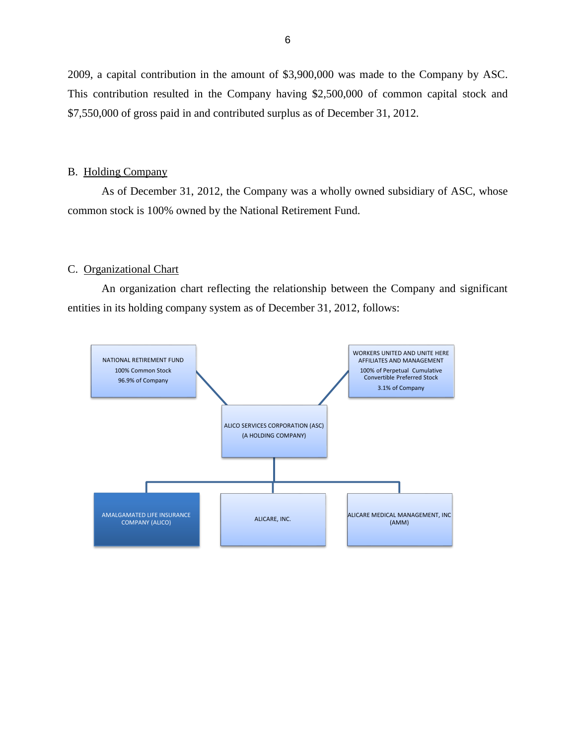2009, a capital contribution in the amount of $3,900,000 was made to the Company by ASC. This contribution resulted in the Company having $2,500,000 of common capital stock and $7,550,000 of gross paid in and contributed surplus as of December 31, 2012.

B. Holding Company

As of December 31, 2012, the Company was a wholly owned subsidiary of ASC, whose common stock is 100% owned by the National Retirement Fund.

C. Organizational Chart

An organization chart reflecting the relationship between the Company and significant entities in its holding company system as of December 31, 2012, follows:

NATIONAL RETIREMENT FUND
100% Common Stock
96.9% of Company

WORKERS UNITED AND UNITE HERE AFFILIATES AND MANAGEMENT
100% of Perpetual Cumulative Convertible Preferred Stock
3.1% of Company

ALICO SERVICES CORPORATION (ASC)
(A HOLDING COMPANY)

AMALGAMATED LIFE INSURANCE COMPANY (ALICO)

ALICARE, INC.

ALICARE MEDICAL MANAGEMENT, INC (AMM)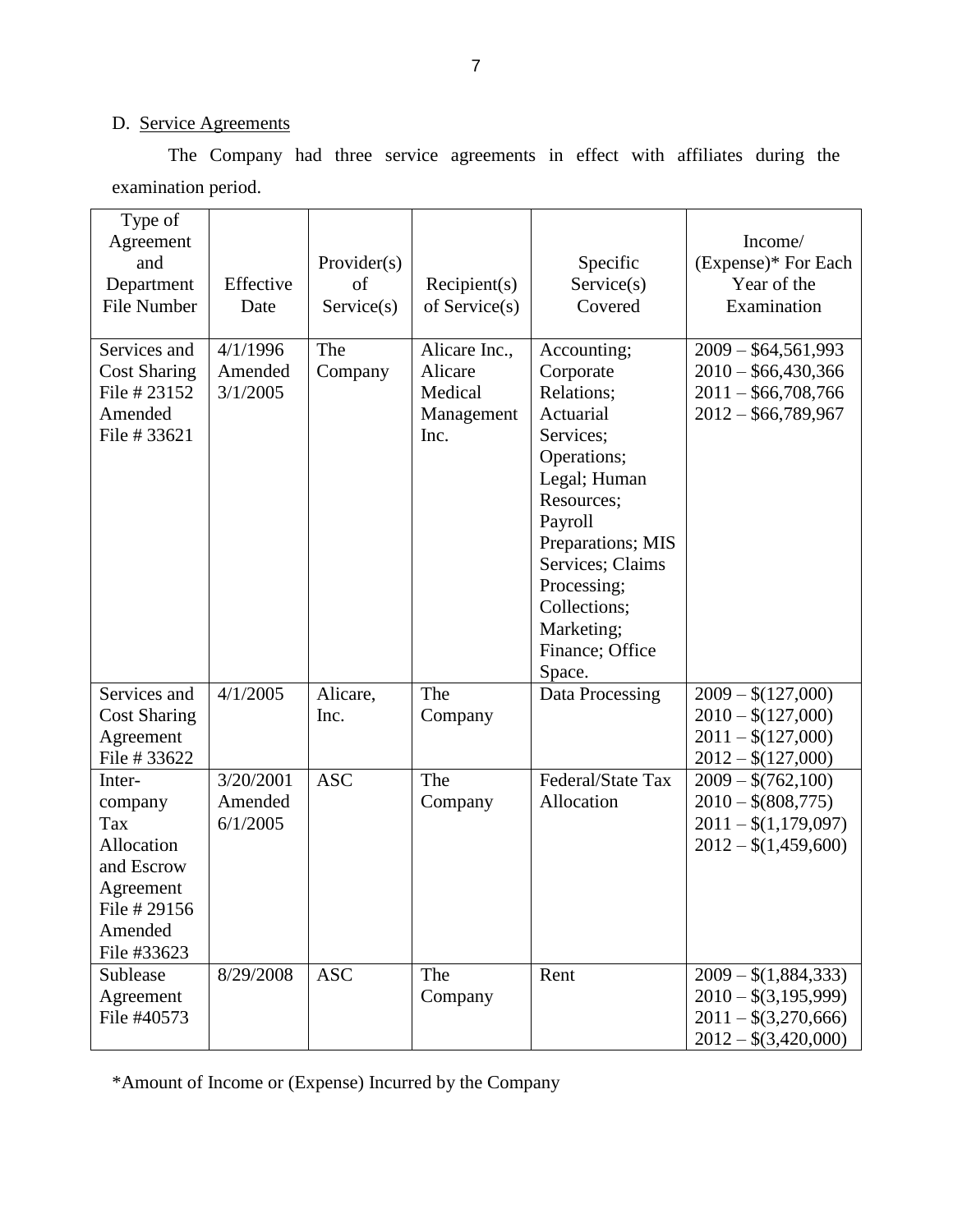D. Service Agreements

The Company had three service agreements in effect with affiliates during the examination period.

| Type of Agreement and Department File Number | Effective Date | Provider(s) of Service(s) | Recipient(s) of Service(s) | Specific Service(s) Covered | Income/ (Expense)* For Each Year of the Examination |
|---|---|---|---|---|---|
| Services and Cost Sharing File # 23152 Amended File # 33621 | 4/1/1996 Amended 3/1/2005 | The Company | Alicare Inc., Alicare Medical Management Inc. | Accounting; Corporate Relations; Actuarial Services; Operations; Legal; Human Resources; Payroll Preparations; MIS Services; Claims Processing; Collections; Marketing; Finance; Office Space. | 2009 – $64,561,993<br>2010 – $66,430,366<br>2011 – $66,708,766<br>2012 – $66,789,967 |
| Services and Cost Sharing Agreement File # 33622 | 4/1/2005 | Alicare, Inc. | The Company | Data Processing | 2009 – $(127,000)<br>2010 – $(127,000)<br>2011 – $(127,000)<br>2012 – $(127,000) |
| Inter-company Tax Allocation and Escrow Agreement File # 29156 Amended File #33623 | 3/20/2001 Amended 6/1/2005 | ASC | The Company | Federal/State Tax Allocation | 2009 – $(762,100)<br>2010 – $(808,775)<br>2011 – $(1,179,097)<br>2012 – $(1,459,600) |
| Sublease Agreement File #40573 | 8/29/2008 | ASC | The Company | Rent | 2009 – $(1,884,333)<br>2010 – $(3,195,999)<br>2011 – $(3,270,666)<br>2012 – $(3,420,000) |

*Amount of Income or (Expense) Incurred by the Company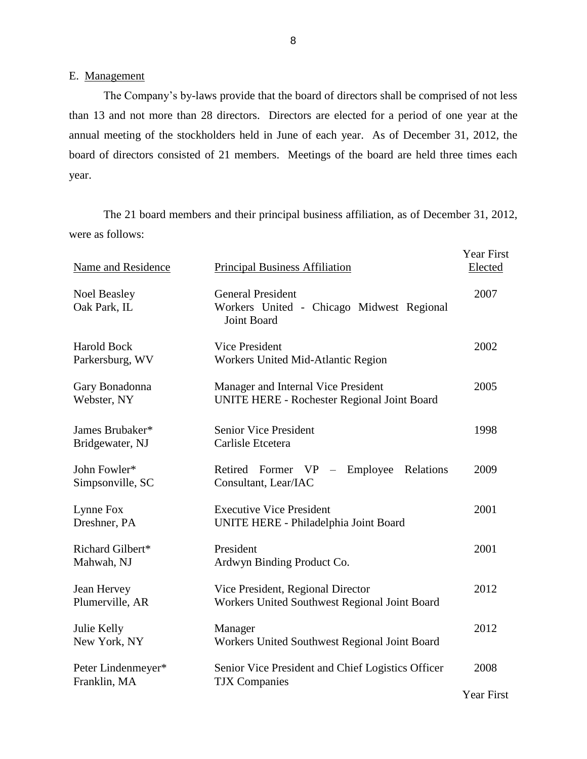E. Management

The Company's by-laws provide that the board of directors shall be comprised of not less than 13 and not more than 28 directors. Directors are elected for a period of one year at the annual meeting of the stockholders held in June of each year. As of December 31, 2012, the board of directors consisted of 21 members. Meetings of the board are held three times each year.

The 21 board members and their principal business affiliation, as of December 31, 2012, were as follows:

| Name and Residence | Principal Business Affiliation | Year First Elected |
|---|---|---|
| Noel Beasley<br>Oak Park, IL | General President<br>Workers United - Chicago Midwest Regional Joint Board | 2007 |
| Harold Bock<br>Parkersburg, WV | Vice President<br>Workers United Mid-Atlantic Region | 2002 |
| Gary Bonadonna<br>Webster, NY | Manager and Internal Vice President<br>UNITE HERE - Rochester Regional Joint Board | 2005 |
| James Brubaker*<br>Bridgewater, NJ | Senior Vice President<br>Carlisle Etcetera | 1998 |
| John Fowler*<br>Simpsonville, SC | Retired Former VP – Employee Relations Consultant, Lear/IAC | 2009 |
| Lynne Fox<br>Dreshner, PA | Executive Vice President<br>UNITE HERE - Philadelphia Joint Board | 2001 |
| Richard Gilbert*<br>Mahwah, NJ | President<br>Ardwyn Binding Product Co. | 2001 |
| Jean Hervey<br>Plumerville, AR | Vice President, Regional Director<br>Workers United Southwest Regional Joint Board | 2012 |
| Julie Kelly<br>New York, NY | Manager<br>Workers United Southwest Regional Joint Board | 2012 |
| Peter Lindenmeyer*<br>Franklin, MA | Senior Vice President and Chief Logistics Officer<br>TJX Companies | 2008 |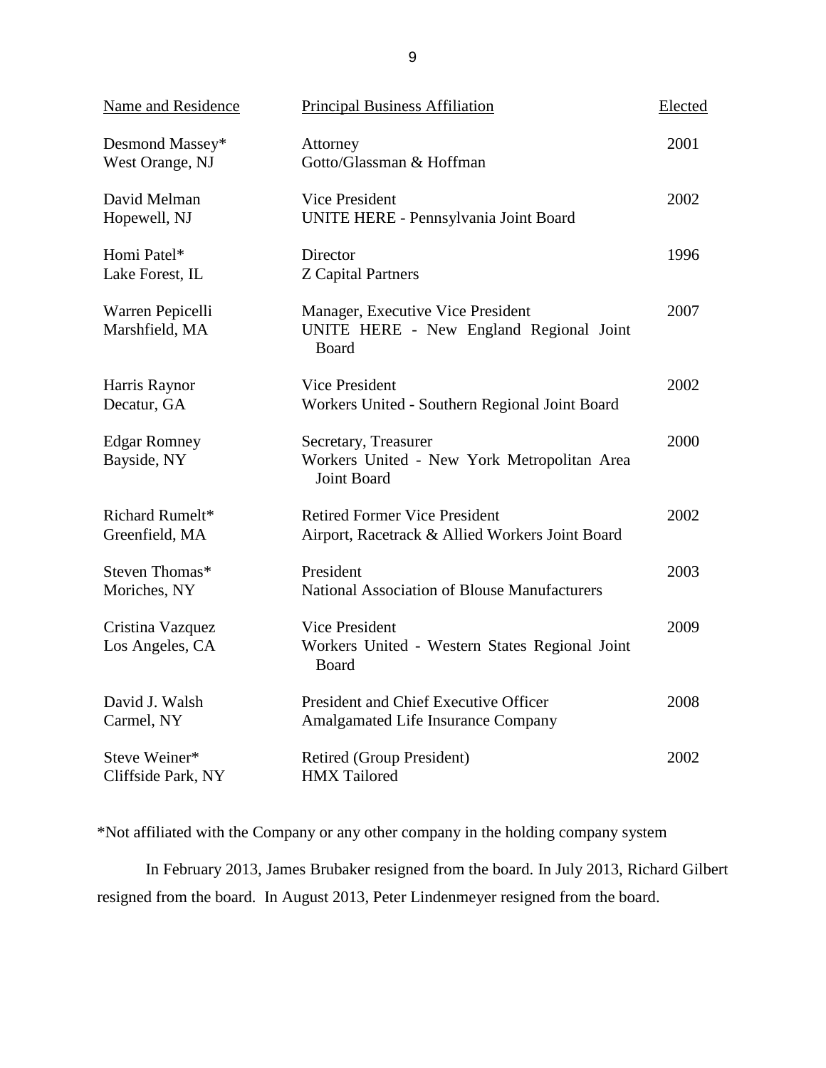| Name and Residence | Principal Business Affiliation | Elected |
|---|---|---|
| Desmond Massey*<br>West Orange, NJ | Attorney<br>Gotto/Glassman & Hoffman | 2001 |
| David Melman<br>Hopewell, NJ | Vice President<br>UNITE HERE - Pennsylvania Joint Board | 2002 |
| Homi Patel*<br>Lake Forest, IL | Director<br>Z Capital Partners | 1996 |
| Warren Pepicelli<br>Marshfield, MA | Manager, Executive Vice President<br>UNITE HERE - New England Regional Joint Board | 2007 |
| Harris Raynor<br>Decatur, GA | Vice President<br>Workers United - Southern Regional Joint Board | 2002 |
| Edgar Romney<br>Bayside, NY | Secretary, Treasurer<br>Workers United - New York Metropolitan Area Joint Board | 2000 |
| Richard Rumelt*<br>Greenfield, MA | Retired Former Vice President<br>Airport, Racetrack & Allied Workers Joint Board | 2002 |
| Steven Thomas*<br>Moriches, NY | President<br>National Association of Blouse Manufacturers | 2003 |
| Cristina Vazquez<br>Los Angeles, CA | Vice President<br>Workers United - Western States Regional Joint Board | 2009 |
| David J. Walsh<br>Carmel, NY | President and Chief Executive Officer<br>Amalgamated Life Insurance Company | 2008 |
| Steve Weiner*<br>Cliffside Park, NY | Retired (Group President)<br>HMX Tailored | 2002 |

*Not affiliated with the Company or any other company in the holding company system

In February 2013, James Brubaker resigned from the board. In July 2013, Richard Gilbert resigned from the board. In August 2013, Peter Lindenmeyer resigned from the board.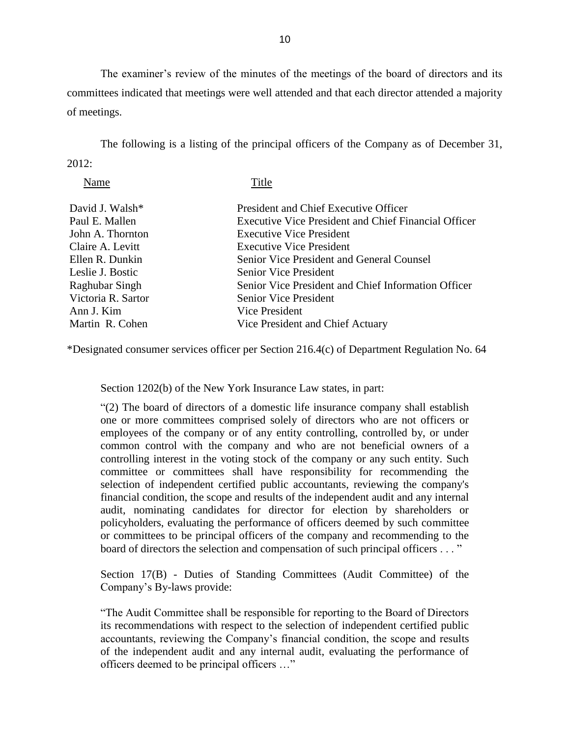The examiner's review of the minutes of the meetings of the board of directors and its committees indicated that meetings were well attended and that each director attended a majority of meetings.

The following is a listing of the principal officers of the Company as of December 31, 2012:

| Name | Title |
| --- | --- |
| David J. Walsh* | President and Chief Executive Officer |
| Paul E. Mallen | Executive Vice President and Chief Financial Officer |
| John A. Thornton | Executive Vice President |
| Claire A. Levitt | Executive Vice President |
| Ellen R. Dunkin | Senior Vice President and General Counsel |
| Leslie J. Bostic | Senior Vice President |
| Raghubar Singh | Senior Vice President and Chief Information Officer |
| Victoria R. Sartor | Senior Vice President |
| Ann J. Kim | Vice President |
| Martin R. Cohen | Vice President and Chief Actuary |

*Designated consumer services officer per Section 216.4(c) of Department Regulation No. 64

Section 1202(b) of the New York Insurance Law states, in part:

> "(2) The board of directors of a domestic life insurance company shall establish one or more committees comprised solely of directors who are not officers or employees of the company or of any entity controlling, controlled by, or under common control with the company and who are not beneficial owners of a controlling interest in the voting stock of the company or any such entity. Such committee or committees shall have responsibility for recommending the selection of independent certified public accountants, reviewing the company's financial condition, the scope and results of the independent audit and any internal audit, nominating candidates for director for election by shareholders or policyholders, evaluating the performance of officers deemed by such committee or committees to be principal officers of the company and recommending to the board of directors the selection and compensation of such principal officers . . . "

Section 17(B) - Duties of Standing Committees (Audit Committee) of the Company's By-laws provide:

> "The Audit Committee shall be responsible for reporting to the Board of Directors its recommendations with respect to the selection of independent certified public accountants, reviewing the Company's financial condition, the scope and results of the independent audit and any internal audit, evaluating the performance of officers deemed to be principal officers …"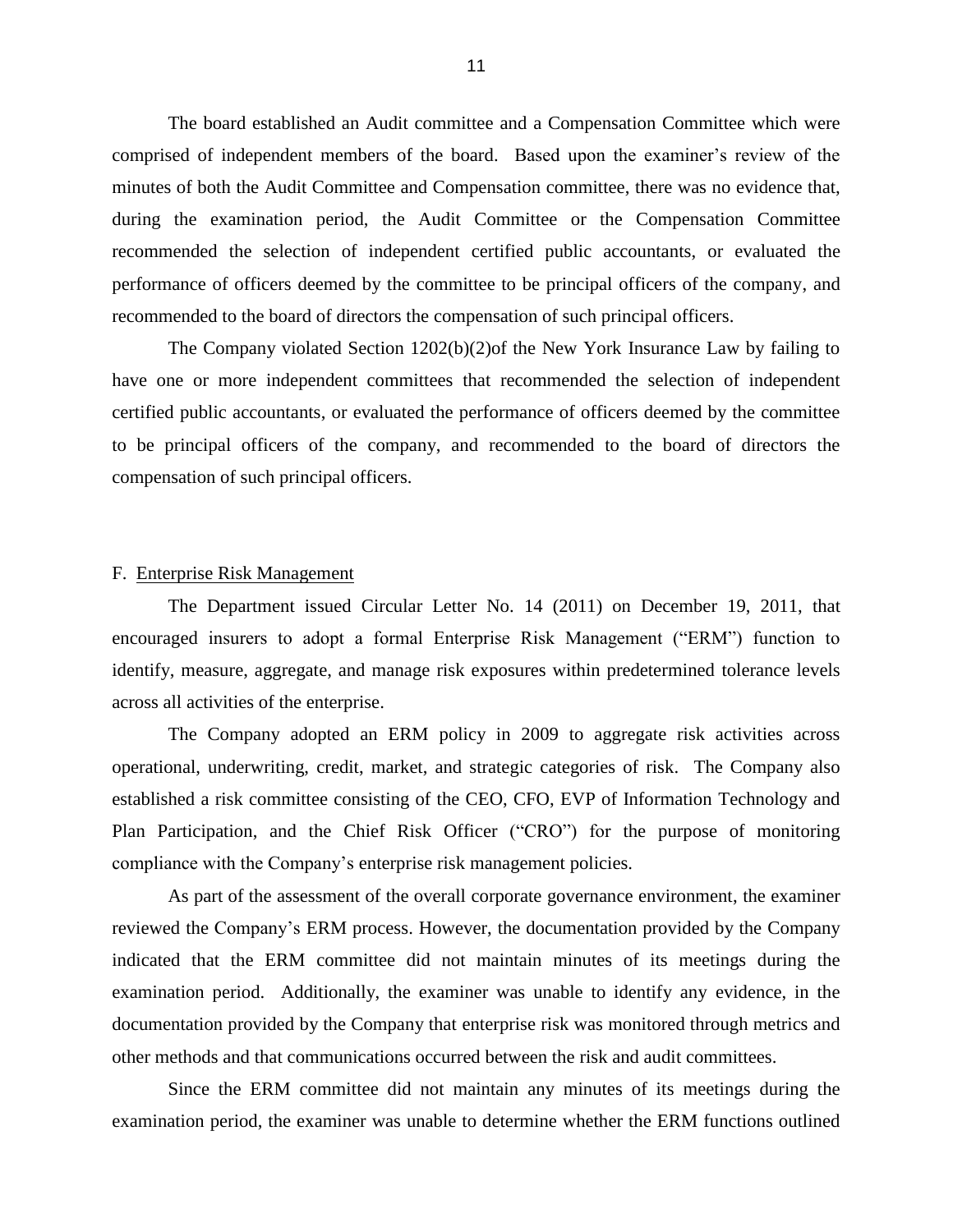The board established an Audit committee and a Compensation Committee which were comprised of independent members of the board. Based upon the examiner's review of the minutes of both the Audit Committee and Compensation committee, there was no evidence that, during the examination period, the Audit Committee or the Compensation Committee recommended the selection of independent certified public accountants, or evaluated the performance of officers deemed by the committee to be principal officers of the company, and recommended to the board of directors the compensation of such principal officers.

The Company violated Section 1202(b)(2)of the New York Insurance Law by failing to have one or more independent committees that recommended the selection of independent certified public accountants, or evaluated the performance of officers deemed by the committee to be principal officers of the company, and recommended to the board of directors the compensation of such principal officers.

## F. Enterprise Risk Management

The Department issued Circular Letter No. 14 (2011) on December 19, 2011, that encouraged insurers to adopt a formal Enterprise Risk Management ("ERM") function to identify, measure, aggregate, and manage risk exposures within predetermined tolerance levels across all activities of the enterprise.

The Company adopted an ERM policy in 2009 to aggregate risk activities across operational, underwriting, credit, market, and strategic categories of risk. The Company also established a risk committee consisting of the CEO, CFO, EVP of Information Technology and Plan Participation, and the Chief Risk Officer ("CRO") for the purpose of monitoring compliance with the Company's enterprise risk management policies.

As part of the assessment of the overall corporate governance environment, the examiner reviewed the Company's ERM process. However, the documentation provided by the Company indicated that the ERM committee did not maintain minutes of its meetings during the examination period. Additionally, the examiner was unable to identify any evidence, in the documentation provided by the Company that enterprise risk was monitored through metrics and other methods and that communications occurred between the risk and audit committees.

Since the ERM committee did not maintain any minutes of its meetings during the examination period, the examiner was unable to determine whether the ERM functions outlined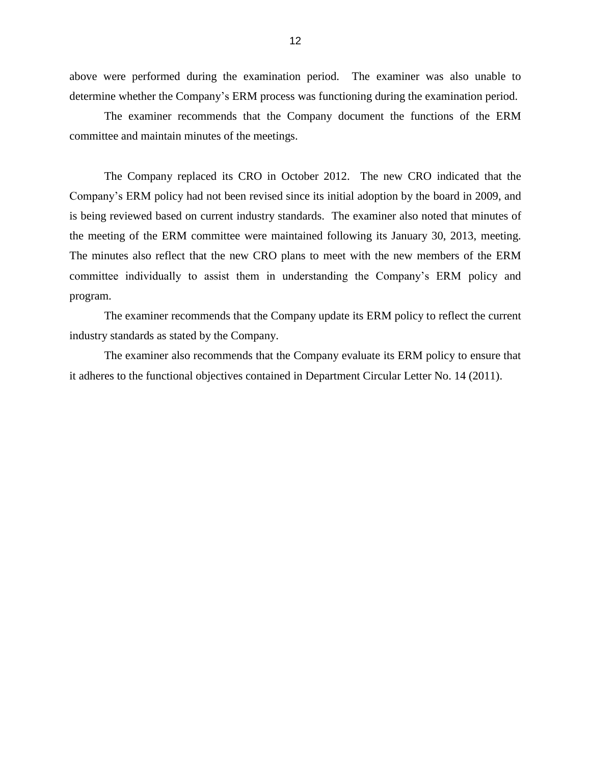above were performed during the examination period. The examiner was also unable to determine whether the Company's ERM process was functioning during the examination period.

The examiner recommends that the Company document the functions of the ERM committee and maintain minutes of the meetings.

The Company replaced its CRO in October 2012. The new CRO indicated that the Company's ERM policy had not been revised since its initial adoption by the board in 2009, and is being reviewed based on current industry standards. The examiner also noted that minutes of the meeting of the ERM committee were maintained following its January 30, 2013, meeting. The minutes also reflect that the new CRO plans to meet with the new members of the ERM committee individually to assist them in understanding the Company's ERM policy and program.

The examiner recommends that the Company update its ERM policy to reflect the current industry standards as stated by the Company.

The examiner also recommends that the Company evaluate its ERM policy to ensure that it adheres to the functional objectives contained in Department Circular Letter No. 14 (2011).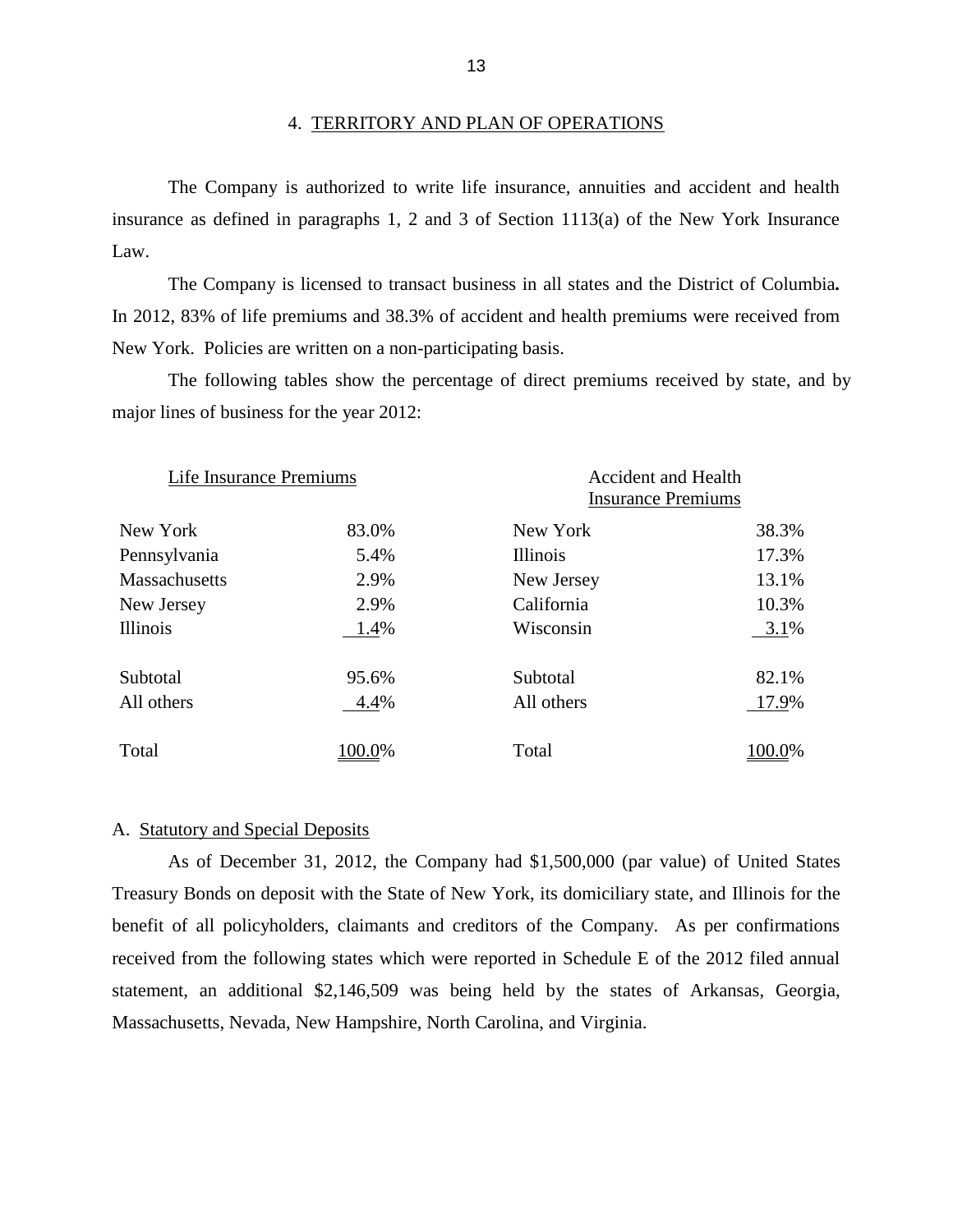## 4. TERRITORY AND PLAN OF OPERATIONS

The Company is authorized to write life insurance, annuities and accident and health insurance as defined in paragraphs 1, 2 and 3 of Section 1113(a) of the New York Insurance Law.

The Company is licensed to transact business in all states and the District of Columbia**.** In 2012, 83% of life premiums and 38.3% of accident and health premiums were received from New York. Policies are written on a non-participating basis.

The following tables show the percentage of direct premiums received by state, and by major lines of business for the year 2012:

| Life Insurance Premiums | | Accident and Health Insurance Premiums | |
|---|---|---|---|
| New York | 83.0% | New York | 38.3% |
| Pennsylvania | 5.4% | Illinois | 17.3% |
| Massachusetts | 2.9% | New Jersey | 13.1% |
| New Jersey | 2.9% | California | 10.3% |
| Illinois | 1.4% | Wisconsin | 3.1% |
| Subtotal | 95.6% | Subtotal | 82.1% |
| All others | 4.4% | All others | 17.9% |
| Total | 100.0% | Total | 100.0% |

### A. Statutory and Special Deposits

As of December 31, 2012, the Company had $1,500,000 (par value) of United States Treasury Bonds on deposit with the State of New York, its domiciliary state, and Illinois for the benefit of all policyholders, claimants and creditors of the Company. As per confirmations received from the following states which were reported in Schedule E of the 2012 filed annual statement, an additional $2,146,509 was being held by the states of Arkansas, Georgia, Massachusetts, Nevada, New Hampshire, North Carolina, and Virginia.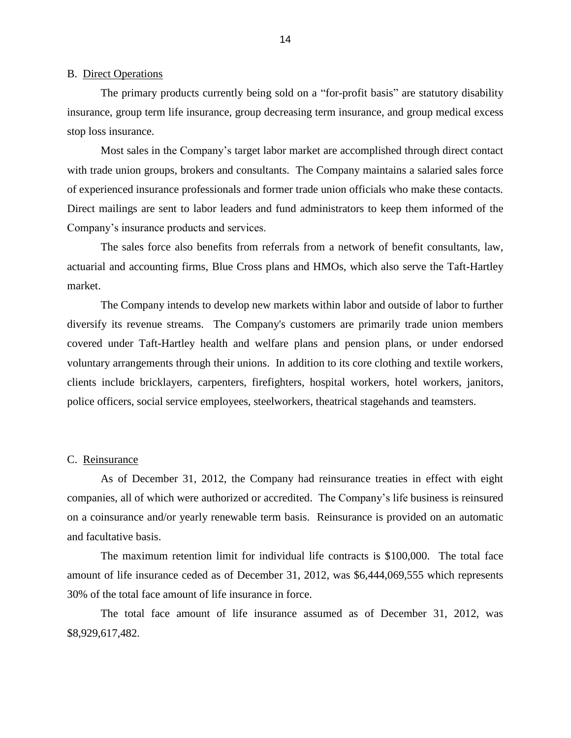## B. Direct Operations

The primary products currently being sold on a "for-profit basis" are statutory disability insurance, group term life insurance, group decreasing term insurance, and group medical excess stop loss insurance.

Most sales in the Company's target labor market are accomplished through direct contact with trade union groups, brokers and consultants. The Company maintains a salaried sales force of experienced insurance professionals and former trade union officials who make these contacts. Direct mailings are sent to labor leaders and fund administrators to keep them informed of the Company's insurance products and services.

The sales force also benefits from referrals from a network of benefit consultants, law, actuarial and accounting firms, Blue Cross plans and HMOs, which also serve the Taft-Hartley market.

The Company intends to develop new markets within labor and outside of labor to further diversify its revenue streams. The Company's customers are primarily trade union members covered under Taft-Hartley health and welfare plans and pension plans, or under endorsed voluntary arrangements through their unions. In addition to its core clothing and textile workers, clients include bricklayers, carpenters, firefighters, hospital workers, hotel workers, janitors, police officers, social service employees, steelworkers, theatrical stagehands and teamsters.

## C. Reinsurance

As of December 31, 2012, the Company had reinsurance treaties in effect with eight companies, all of which were authorized or accredited. The Company's life business is reinsured on a coinsurance and/or yearly renewable term basis. Reinsurance is provided on an automatic and facultative basis.

The maximum retention limit for individual life contracts is $100,000. The total face amount of life insurance ceded as of December 31, 2012, was $6,444,069,555 which represents 30% of the total face amount of life insurance in force.

The total face amount of life insurance assumed as of December 31, 2012, was $8,929,617,482.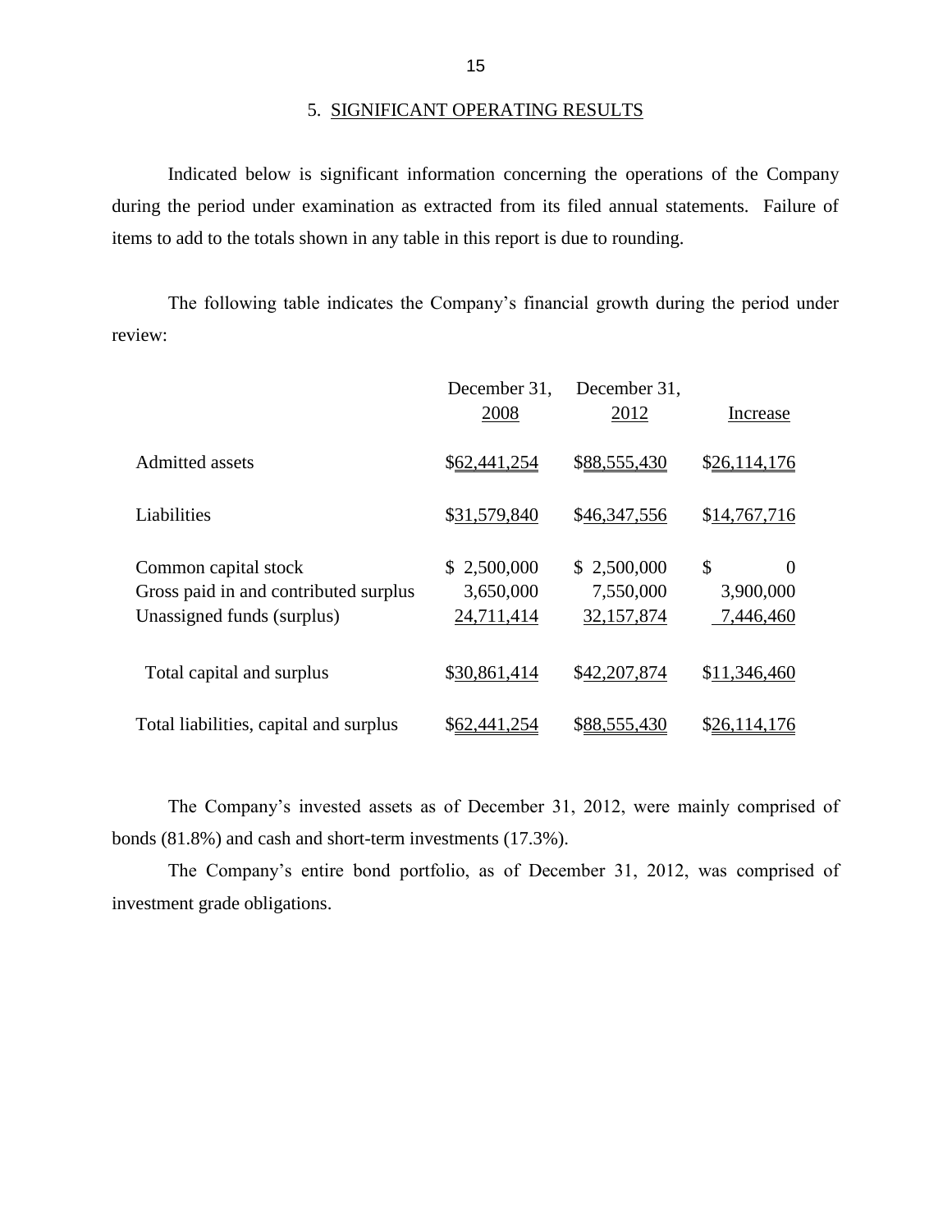## 5. SIGNIFICANT OPERATING RESULTS

Indicated below is significant information concerning the operations of the Company during the period under examination as extracted from its filed annual statements. Failure of items to add to the totals shown in any table in this report is due to rounding.

The following table indicates the Company's financial growth during the period under review:

| | December 31, 2008 | December 31, 2012 | Increase |
|---|---|---|---|
| Admitted assets | $62,441,254 | $88,555,430 | $26,114,176 |
| Liabilities | $31,579,840 | $46,347,556 | $14,767,716 |
| Common capital stock | $ 2,500,000 | $ 2,500,000 | $ 0 |
| Gross paid in and contributed surplus | 3,650,000 | 7,550,000 | 3,900,000 |
| Unassigned funds (surplus) | 24,711,414 | 32,157,874 | 7,446,460 |
| Total capital and surplus | $30,861,414 | $42,207,874 | $11,346,460 |
| Total liabilities, capital and surplus | $62,441,254 | $88,555,430 | $26,114,176 |

The Company's invested assets as of December 31, 2012, were mainly comprised of bonds (81.8%) and cash and short-term investments (17.3%).

The Company's entire bond portfolio, as of December 31, 2012, was comprised of investment grade obligations.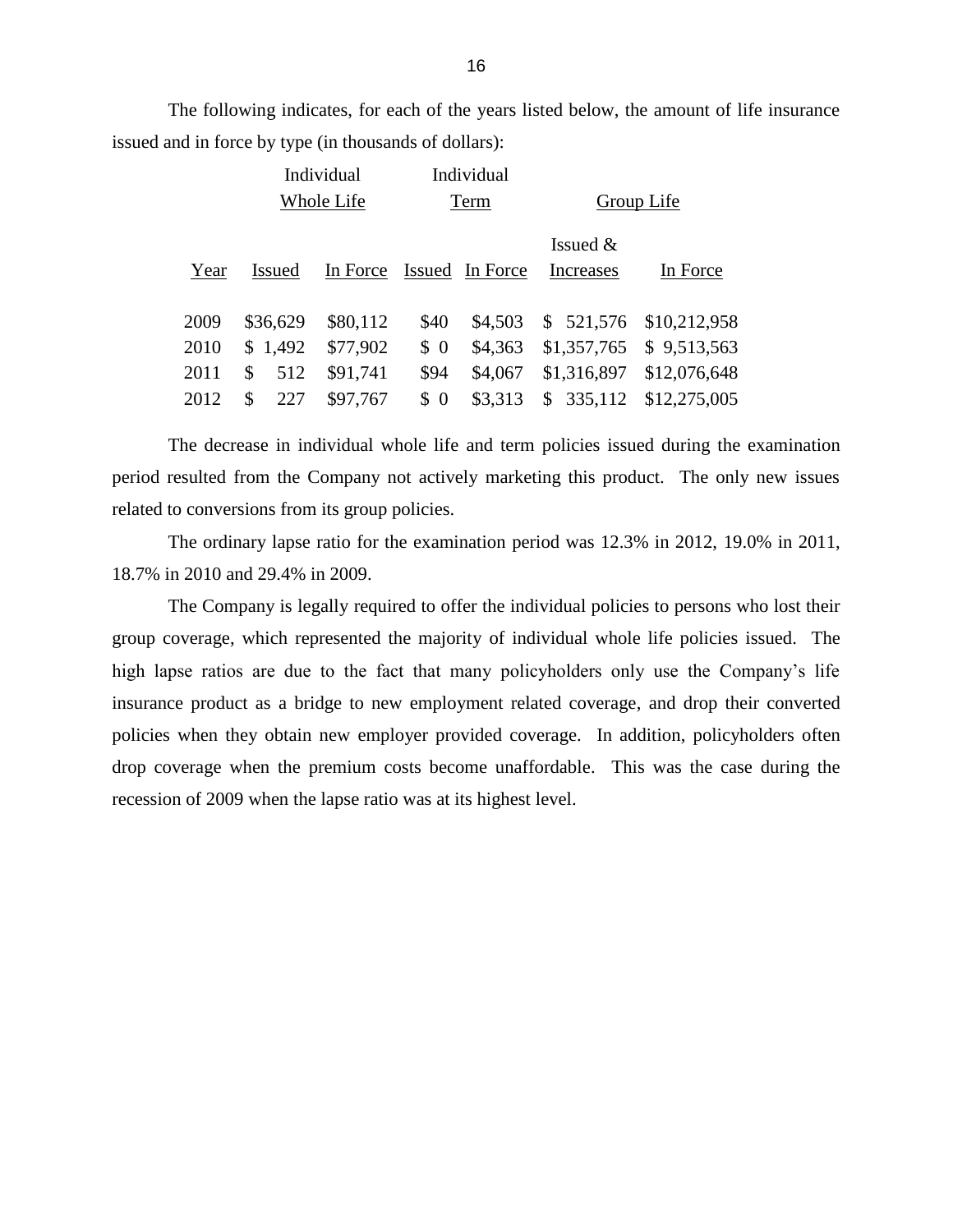The following indicates, for each of the years listed below, the amount of life insurance issued and in force by type (in thousands of dollars):

| | Individual Whole Life | | Individual Term | | Group Life | |
|---|---|---|---|---|---|---|
| Year | Issued | In Force | Issued | In Force | Issued & Increases | In Force |
| 2009 | $36,629 | $80,112 | $40 | $4,503 | $ 521,576 | $10,212,958 |
| 2010 | $ 1,492 | $77,902 | $ 0 | $4,363 | $1,357,765 | $ 9,513,563 |
| 2011 | $ 512 | $91,741 | $94 | $4,067 | $1,316,897 | $12,076,648 |
| 2012 | $ 227 | $97,767 | $ 0 | $3,313 | $ 335,112 | $12,275,005 |

The decrease in individual whole life and term policies issued during the examination period resulted from the Company not actively marketing this product. The only new issues related to conversions from its group policies.

The ordinary lapse ratio for the examination period was 12.3% in 2012, 19.0% in 2011, 18.7% in 2010 and 29.4% in 2009.

The Company is legally required to offer the individual policies to persons who lost their group coverage, which represented the majority of individual whole life policies issued. The high lapse ratios are due to the fact that many policyholders only use the Company's life insurance product as a bridge to new employment related coverage, and drop their converted policies when they obtain new employer provided coverage. In addition, policyholders often drop coverage when the premium costs become unaffordable. This was the case during the recession of 2009 when the lapse ratio was at its highest level.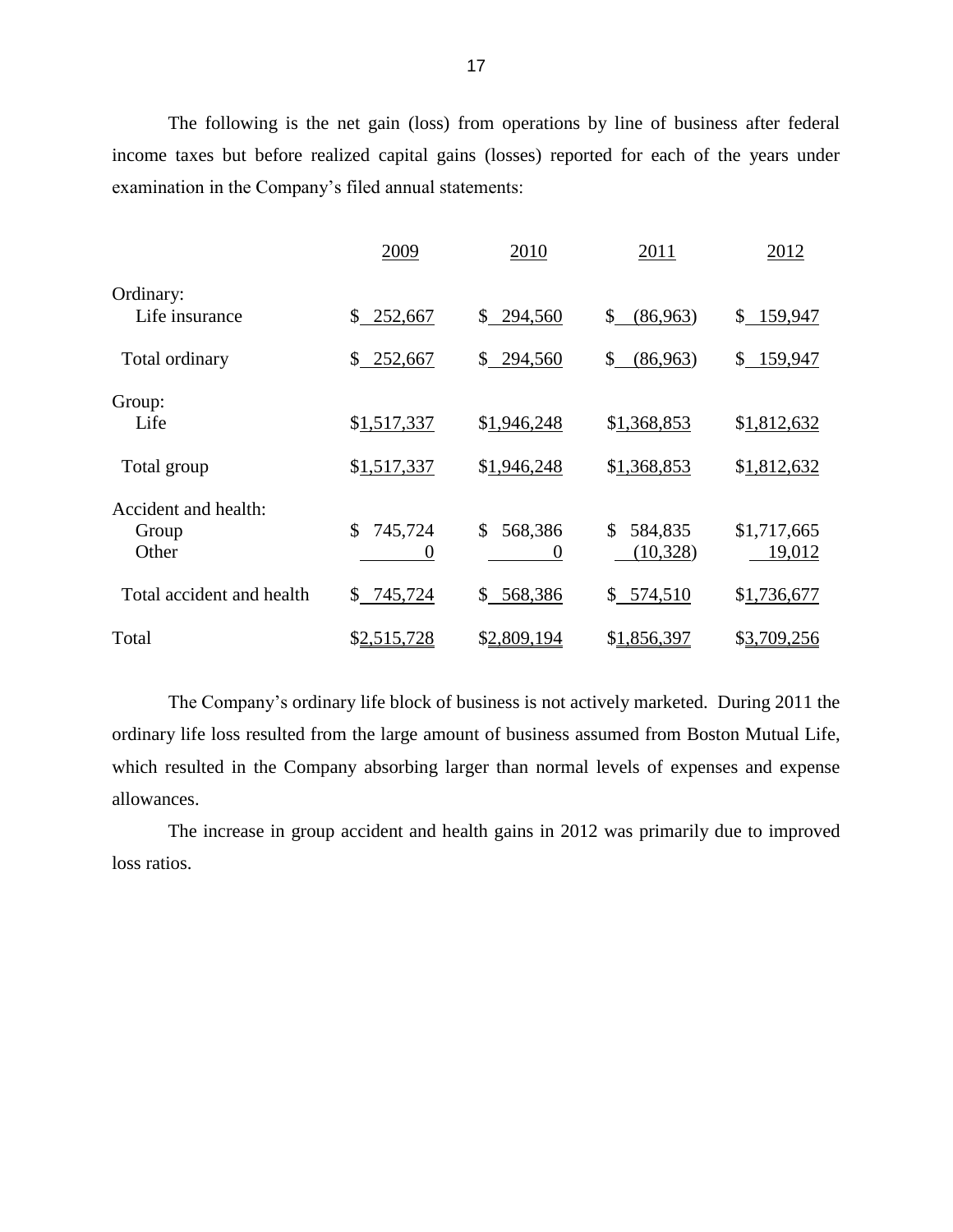The following is the net gain (loss) from operations by line of business after federal income taxes but before realized capital gains (losses) reported for each of the years under examination in the Company's filed annual statements:

| | 2009 | 2010 | 2011 | 2012 |
|---|---|---|---|---|
| Ordinary: | | | | |
| Life insurance | $ 252,667 | $ 294,560 | $ (86,963) | $ 159,947 |
| Total ordinary | $ 252,667 | $ 294,560 | $ (86,963) | $ 159,947 |
| Group: | | | | |
| Life | $1,517,337 | $1,946,248 | $1,368,853 | $1,812,632 |
| Total group | $1,517,337 | $1,946,248 | $1,368,853 | $1,812,632 |
| Accident and health: | | | | |
| Group | $ 745,724 | $ 568,386 | $ 584,835 | $1,717,665 |
| Other | 0 | 0 | (10,328) | 19,012 |
| Total accident and health | $ 745,724 | $ 568,386 | $ 574,510 | $1,736,677 |
| Total | $2,515,728 | $2,809,194 | $1,856,397 | $3,709,256 |

The Company's ordinary life block of business is not actively marketed. During 2011 the ordinary life loss resulted from the large amount of business assumed from Boston Mutual Life, which resulted in the Company absorbing larger than normal levels of expenses and expense allowances.

The increase in group accident and health gains in 2012 was primarily due to improved loss ratios.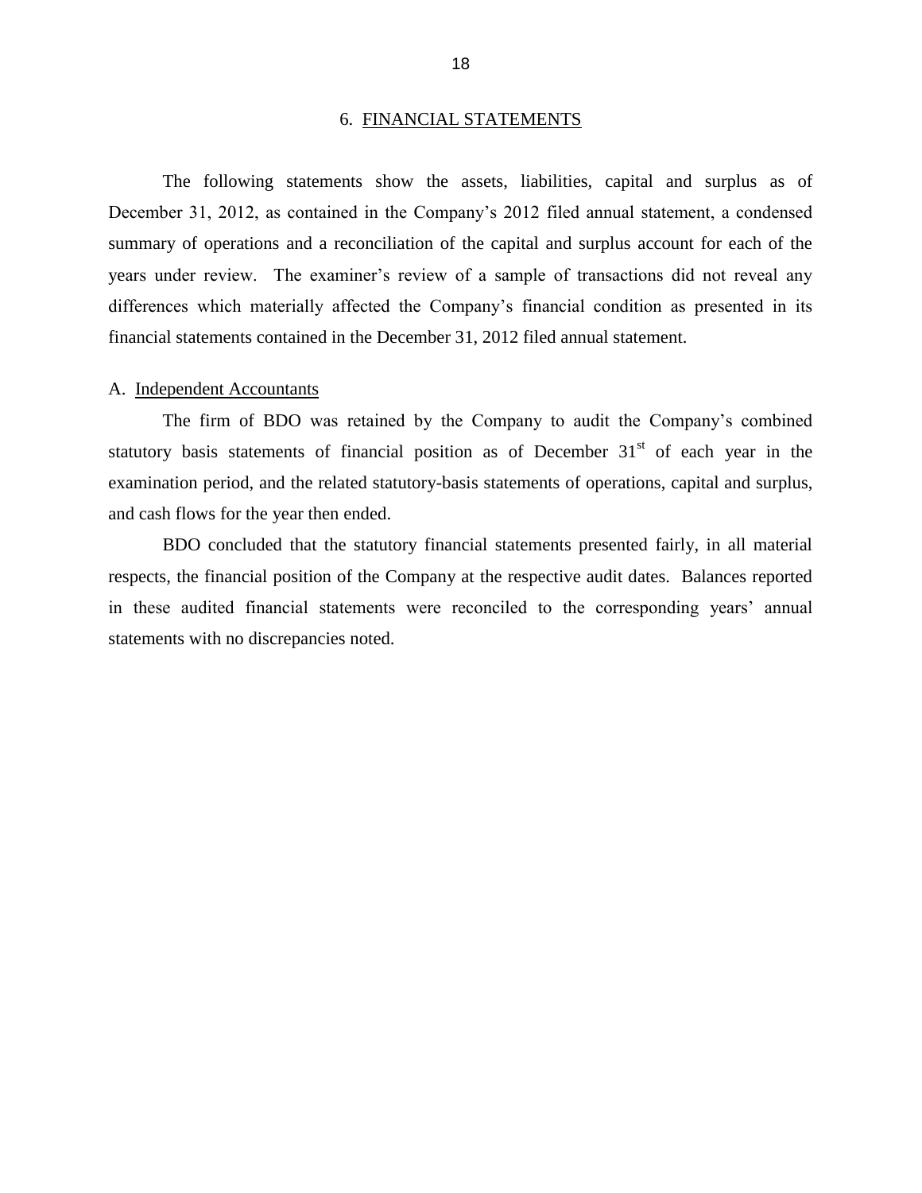## 6. FINANCIAL STATEMENTS

The following statements show the assets, liabilities, capital and surplus as of December 31, 2012, as contained in the Company's 2012 filed annual statement, a condensed summary of operations and a reconciliation of the capital and surplus account for each of the years under review. The examiner's review of a sample of transactions did not reveal any differences which materially affected the Company's financial condition as presented in its financial statements contained in the December 31, 2012 filed annual statement.

### A. Independent Accountants

The firm of BDO was retained by the Company to audit the Company's combined statutory basis statements of financial position as of December 31st of each year in the examination period, and the related statutory-basis statements of operations, capital and surplus, and cash flows for the year then ended.

BDO concluded that the statutory financial statements presented fairly, in all material respects, the financial position of the Company at the respective audit dates. Balances reported in these audited financial statements were reconciled to the corresponding years' annual statements with no discrepancies noted.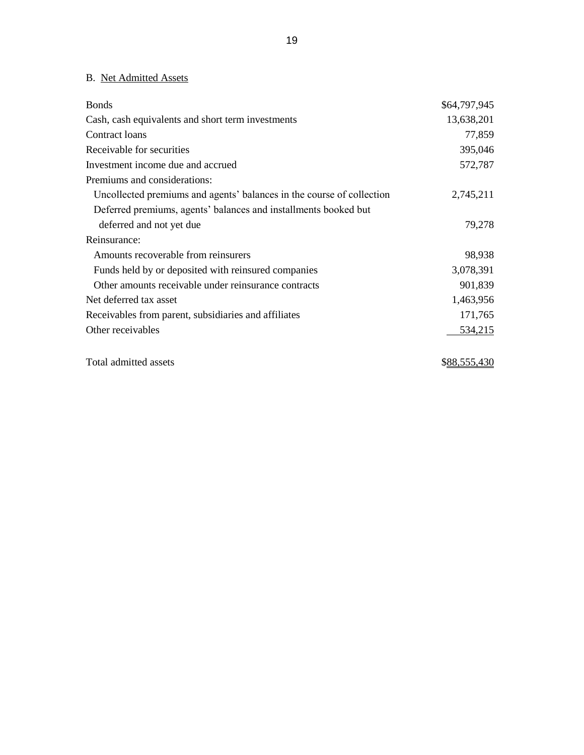## B. Net Admitted Assets

| | |
|---|---:|
| Bonds | $64,797,945 |
| Cash, cash equivalents and short term investments | 13,638,201 |
| Contract loans | 77,859 |
| Receivable for securities | 395,046 |
| Investment income due and accrued | 572,787 |
| Premiums and considerations: | |
| Uncollected premiums and agents' balances in the course of collection | 2,745,211 |
| Deferred premiums, agents' balances and installments booked but deferred and not yet due | 79,278 |
| Reinsurance: | |
| Amounts recoverable from reinsurers | 98,938 |
| Funds held by or deposited with reinsured companies | 3,078,391 |
| Other amounts receivable under reinsurance contracts | 901,839 |
| Net deferred tax asset | 1,463,956 |
| Receivables from parent, subsidiaries and affiliates | 171,765 |
| Other receivables | 534,215 |
| Total admitted assets | $88,555,430 |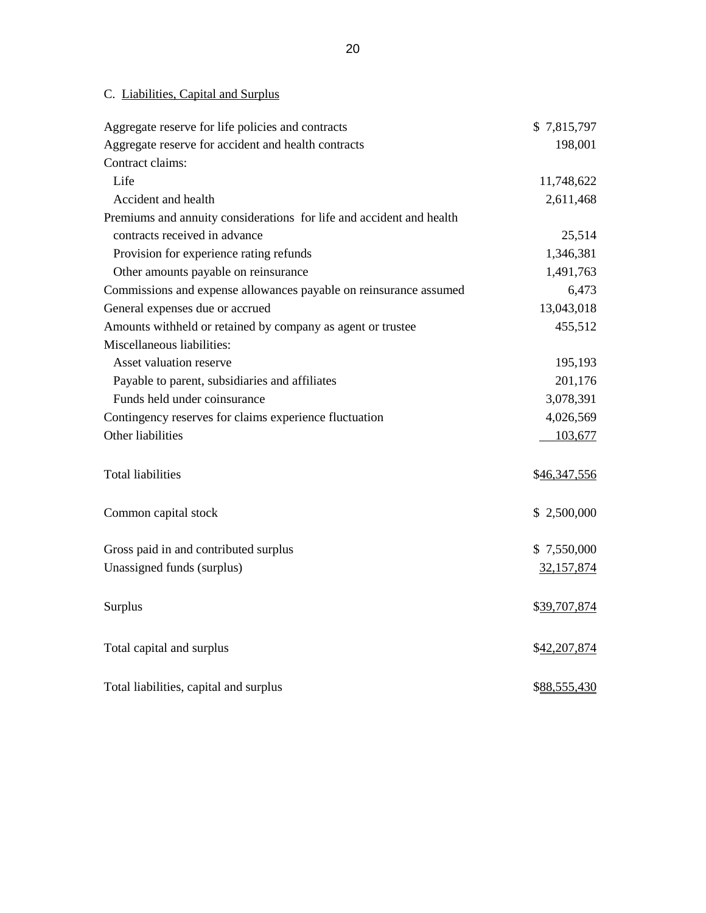## C. Liabilities, Capital and Surplus

| | |
|---|---|
| Aggregate reserve for life policies and contracts | $ 7,815,797 |
| Aggregate reserve for accident and health contracts | 198,001 |
| Contract claims: | |
| Life | 11,748,622 |
| Accident and health | 2,611,468 |
| Premiums and annuity considerations for life and accident and health contracts received in advance | 25,514 |
| Provision for experience rating refunds | 1,346,381 |
| Other amounts payable on reinsurance | 1,491,763 |
| Commissions and expense allowances payable on reinsurance assumed | 6,473 |
| General expenses due or accrued | 13,043,018 |
| Amounts withheld or retained by company as agent or trustee | 455,512 |
| Miscellaneous liabilities: | |
| Asset valuation reserve | 195,193 |
| Payable to parent, subsidiaries and affiliates | 201,176 |
| Funds held under coinsurance | 3,078,391 |
| Contingency reserves for claims experience fluctuation | 4,026,569 |
| Other liabilities | 103,677 |
| Total liabilities | $46,347,556 |
| Common capital stock | $ 2,500,000 |
| Gross paid in and contributed surplus | $ 7,550,000 |
| Unassigned funds (surplus) | 32,157,874 |
| Surplus | $39,707,874 |
| Total capital and surplus | $42,207,874 |
| Total liabilities, capital and surplus | $88,555,430 |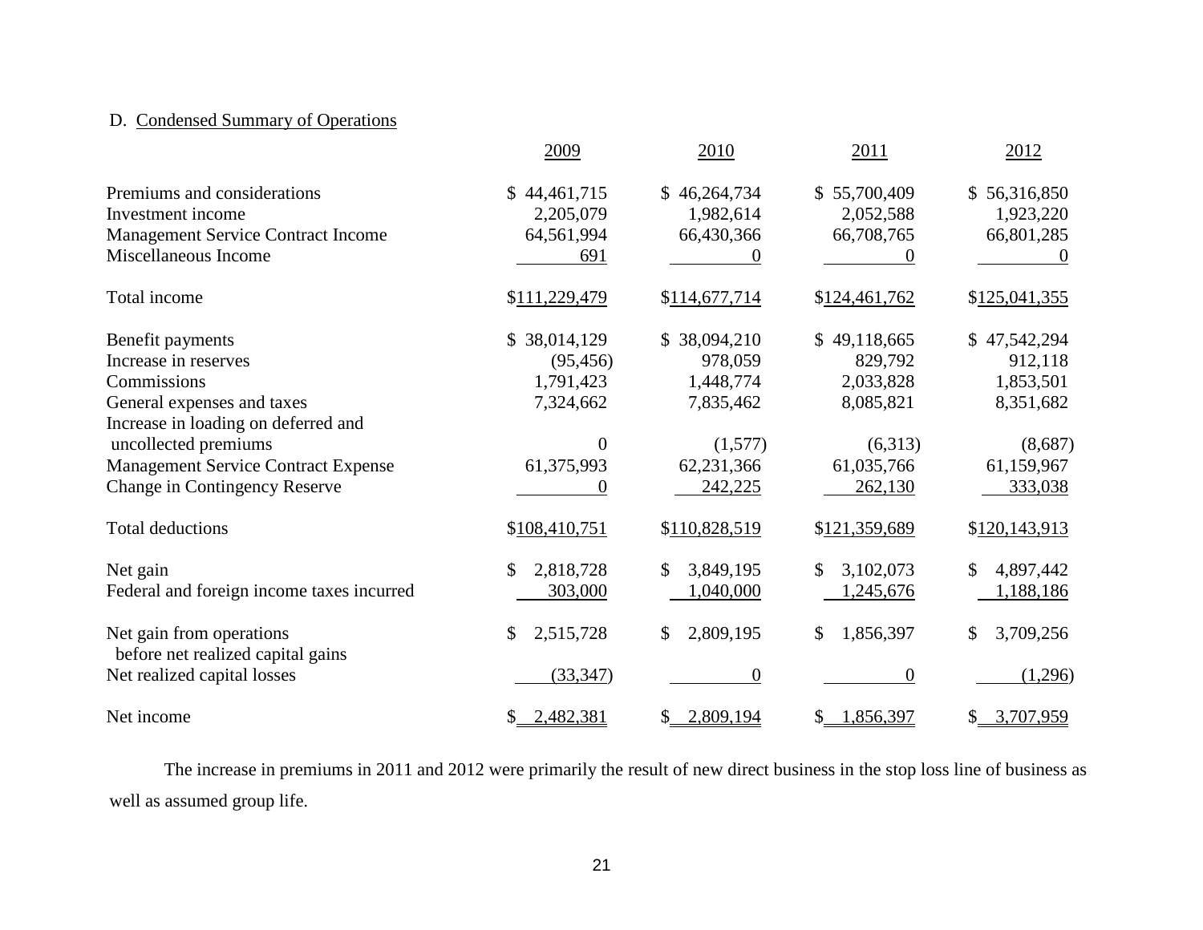D. Condensed Summary of Operations

| | 2009 | 2010 | 2011 | 2012 |
|---|---|---|---|---|
| Premiums and considerations | $ 44,461,715 | $ 46,264,734 | $ 55,700,409 | $ 56,316,850 |
| Investment income | 2,205,079 | 1,982,614 | 2,052,588 | 1,923,220 |
| Management Service Contract Income | 64,561,994 | 66,430,366 | 66,708,765 | 66,801,285 |
| Miscellaneous Income | 691 | 0 | 0 | 0 |
| Total income | $111,229,479 | $114,677,714 | $124,461,762 | $125,041,355 |
| Benefit payments | $ 38,014,129 | $ 38,094,210 | $ 49,118,665 | $ 47,542,294 |
| Increase in reserves | (95,456) | 978,059 | 829,792 | 912,118 |
| Commissions | 1,791,423 | 1,448,774 | 2,033,828 | 1,853,501 |
| General expenses and taxes | 7,324,662 | 7,835,462 | 8,085,821 | 8,351,682 |
| Increase in loading on deferred and uncollected premiums | 0 | (1,577) | (6,313) | (8,687) |
| Management Service Contract Expense | 61,375,993 | 62,231,366 | 61,035,766 | 61,159,967 |
| Change in Contingency Reserve | 0 | 242,225 | 262,130 | 333,038 |
| Total deductions | $108,410,751 | $110,828,519 | $121,359,689 | $120,143,913 |
| Net gain | $ 2,818,728 | $ 3,849,195 | $ 3,102,073 | $ 4,897,442 |
| Federal and foreign income taxes incurred | 303,000 | 1,040,000 | 1,245,676 | 1,188,186 |
| Net gain from operations before net realized capital gains | $ 2,515,728 | $ 2,809,195 | $ 1,856,397 | $ 3,709,256 |
| Net realized capital losses | (33,347) | 0 | 0 | (1,296) |
| Net income | $ 2,482,381 | $ 2,809,194 | $ 1,856,397 | $ 3,707,959 |

The increase in premiums in 2011 and 2012 were primarily the result of new direct business in the stop loss line of business as well as assumed group life.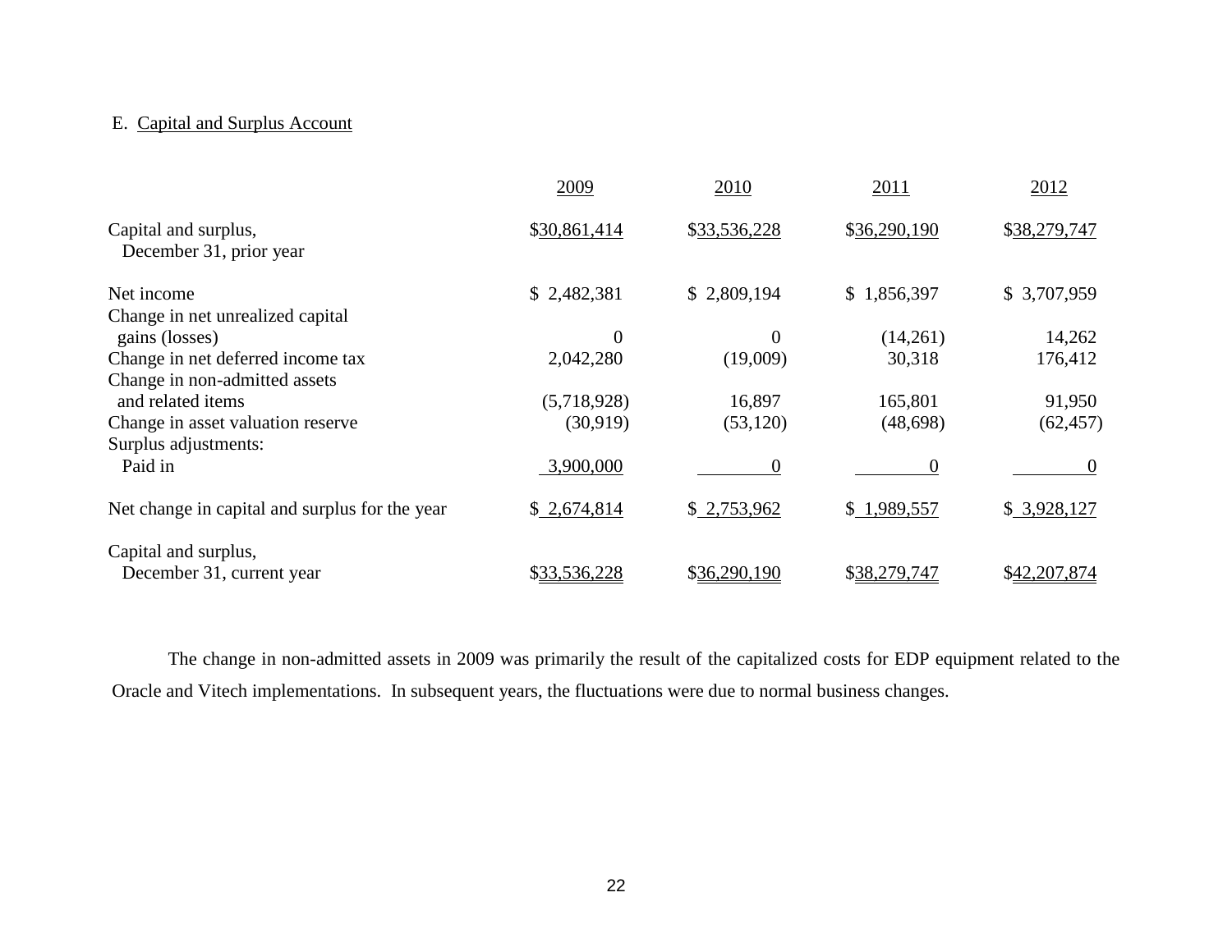E. Capital and Surplus Account

| | 2009 | 2010 | 2011 | 2012 |
|---|---|---|---|---|
| Capital and surplus, December 31, prior year | $30,861,414 | $33,536,228 | $36,290,190 | $38,279,747 |
| Net income | $ 2,482,381 | $ 2,809,194 | $ 1,856,397 | $ 3,707,959 |
| Change in net unrealized capital gains (losses) | 0 | 0 | (14,261) | 14,262 |
| Change in net deferred income tax | 2,042,280 | (19,009) | 30,318 | 176,412 |
| Change in non-admitted assets and related items | (5,718,928) | 16,897 | 165,801 | 91,950 |
| Change in asset valuation reserve | (30,919) | (53,120) | (48,698) | (62,457) |
| Surplus adjustments: | | | | |
| Paid in | 3,900,000 | 0 | 0 | 0 |
| Net change in capital and surplus for the year | $ 2,674,814 | $ 2,753,962 | $ 1,989,557 | $ 3,928,127 |
| Capital and surplus, December 31, current year | $33,536,228 | $36,290,190 | $38,279,747 | $42,207,874 |

The change in non-admitted assets in 2009 was primarily the result of the capitalized costs for EDP equipment related to the Oracle and Vitech implementations. In subsequent years, the fluctuations were due to normal business changes.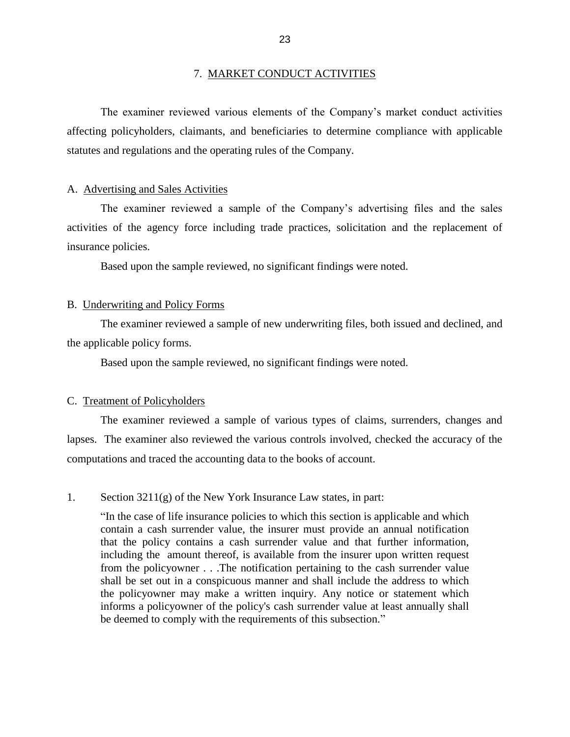## 7. MARKET CONDUCT ACTIVITIES

The examiner reviewed various elements of the Company's market conduct activities affecting policyholders, claimants, and beneficiaries to determine compliance with applicable statutes and regulations and the operating rules of the Company.

### A. Advertising and Sales Activities

The examiner reviewed a sample of the Company's advertising files and the sales activities of the agency force including trade practices, solicitation and the replacement of insurance policies.

Based upon the sample reviewed, no significant findings were noted.

### B. Underwriting and Policy Forms

The examiner reviewed a sample of new underwriting files, both issued and declined, and the applicable policy forms.

Based upon the sample reviewed, no significant findings were noted.

### C. Treatment of Policyholders

The examiner reviewed a sample of various types of claims, surrenders, changes and lapses. The examiner also reviewed the various controls involved, checked the accuracy of the computations and traced the accounting data to the books of account.

1. Section 3211(g) of the New York Insurance Law states, in part:

> "In the case of life insurance policies to which this section is applicable and which contain a cash surrender value, the insurer must provide an annual notification that the policy contains a cash surrender value and that further information, including the amount thereof, is available from the insurer upon written request from the policyowner . . .The notification pertaining to the cash surrender value shall be set out in a conspicuous manner and shall include the address to which the policyowner may make a written inquiry. Any notice or statement which informs a policyowner of the policy's cash surrender value at least annually shall be deemed to comply with the requirements of this subsection."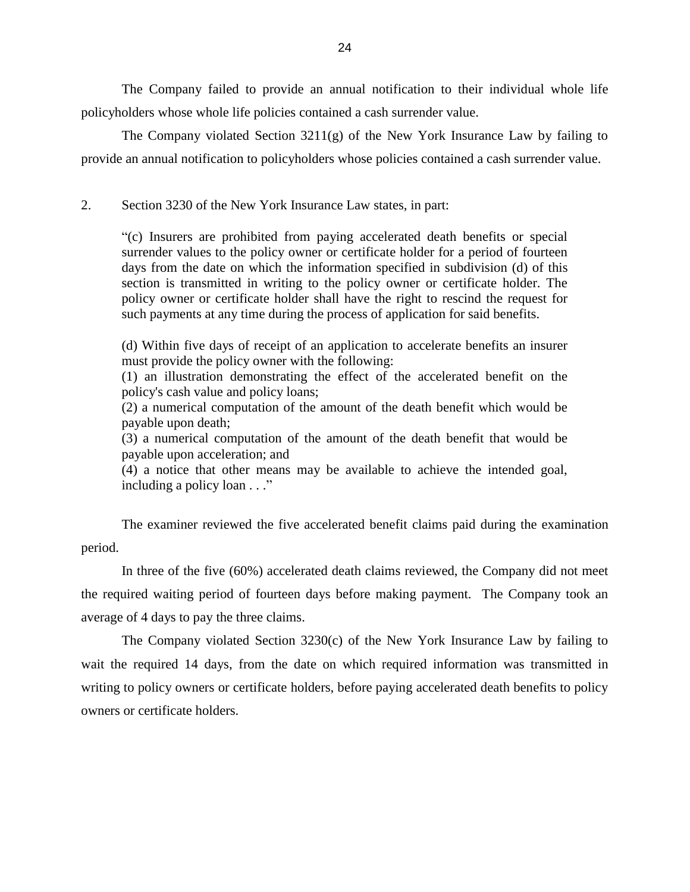The Company failed to provide an annual notification to their individual whole life policyholders whose whole life policies contained a cash surrender value.

The Company violated Section 3211(g) of the New York Insurance Law by failing to provide an annual notification to policyholders whose policies contained a cash surrender value.

2. Section 3230 of the New York Insurance Law states, in part:

> "(c) Insurers are prohibited from paying accelerated death benefits or special surrender values to the policy owner or certificate holder for a period of fourteen days from the date on which the information specified in subdivision (d) of this section is transmitted in writing to the policy owner or certificate holder. The policy owner or certificate holder shall have the right to rescind the request for such payments at any time during the process of application for said benefits.
>
> (d) Within five days of receipt of an application to accelerate benefits an insurer must provide the policy owner with the following:
> (1) an illustration demonstrating the effect of the accelerated benefit on the policy's cash value and policy loans;
> (2) a numerical computation of the amount of the death benefit which would be payable upon death;
> (3) a numerical computation of the amount of the death benefit that would be payable upon acceleration; and
> (4) a notice that other means may be available to achieve the intended goal, including a policy loan . . ."

The examiner reviewed the five accelerated benefit claims paid during the examination period.

In three of the five (60%) accelerated death claims reviewed, the Company did not meet the required waiting period of fourteen days before making payment. The Company took an average of 4 days to pay the three claims.

The Company violated Section 3230(c) of the New York Insurance Law by failing to wait the required 14 days, from the date on which required information was transmitted in writing to policy owners or certificate holders, before paying accelerated death benefits to policy owners or certificate holders.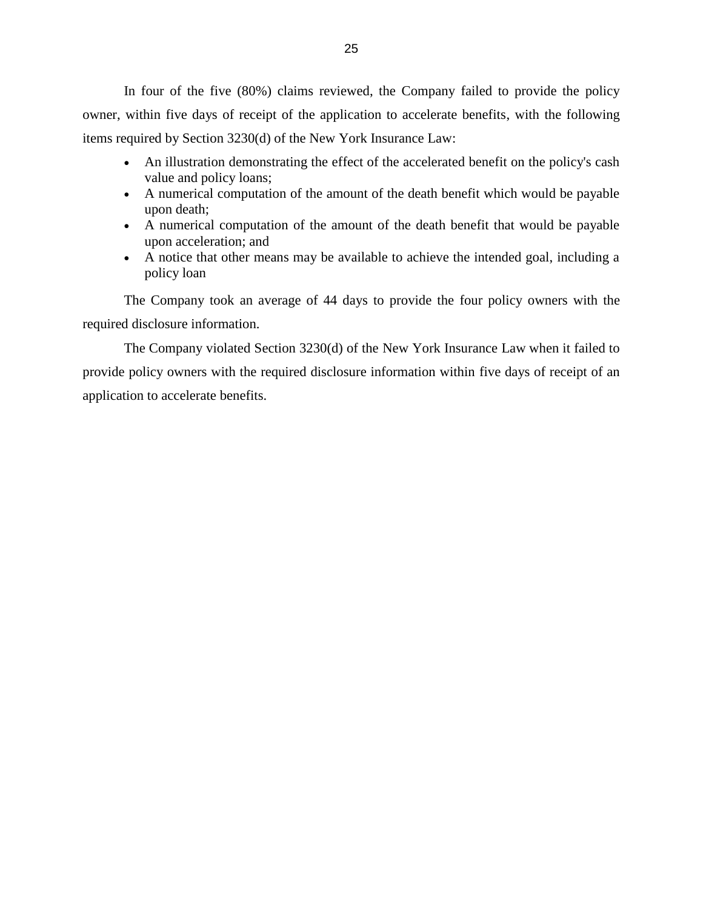In four of the five (80%) claims reviewed, the Company failed to provide the policy owner, within five days of receipt of the application to accelerate benefits, with the following items required by Section 3230(d) of the New York Insurance Law:

- An illustration demonstrating the effect of the accelerated benefit on the policy's cash value and policy loans;
- A numerical computation of the amount of the death benefit which would be payable upon death;
- A numerical computation of the amount of the death benefit that would be payable upon acceleration; and
- A notice that other means may be available to achieve the intended goal, including a policy loan

The Company took an average of 44 days to provide the four policy owners with the required disclosure information.

The Company violated Section 3230(d) of the New York Insurance Law when it failed to provide policy owners with the required disclosure information within five days of receipt of an application to accelerate benefits.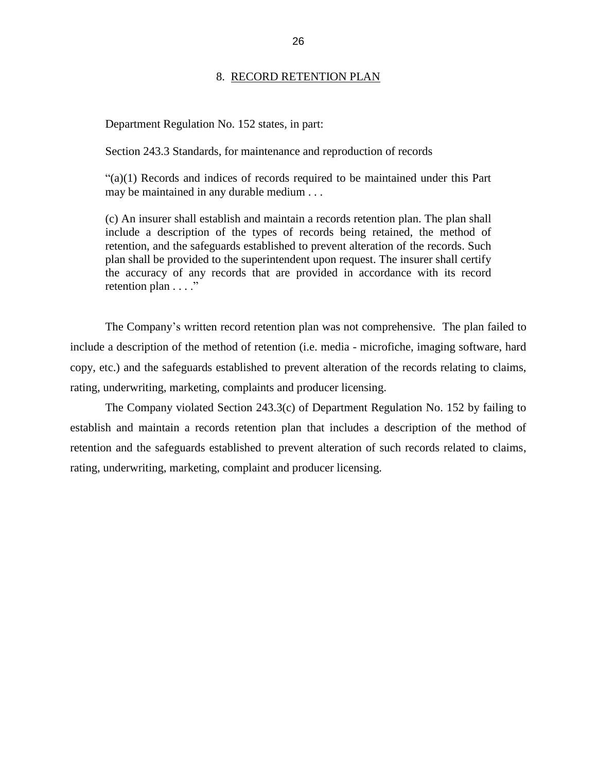## 8. RECORD RETENTION PLAN

Department Regulation No. 152 states, in part:

Section 243.3 Standards, for maintenance and reproduction of records

> "(a)(1) Records and indices of records required to be maintained under this Part may be maintained in any durable medium . . .
>
> (c) An insurer shall establish and maintain a records retention plan. The plan shall include a description of the types of records being retained, the method of retention, and the safeguards established to prevent alteration of the records. Such plan shall be provided to the superintendent upon request. The insurer shall certify the accuracy of any records that are provided in accordance with its record retention plan . . . ."

The Company's written record retention plan was not comprehensive. The plan failed to include a description of the method of retention (i.e. media - microfiche, imaging software, hard copy, etc.) and the safeguards established to prevent alteration of the records relating to claims, rating, underwriting, marketing, complaints and producer licensing.

The Company violated Section 243.3(c) of Department Regulation No. 152 by failing to establish and maintain a records retention plan that includes a description of the method of retention and the safeguards established to prevent alteration of such records related to claims, rating, underwriting, marketing, complaint and producer licensing.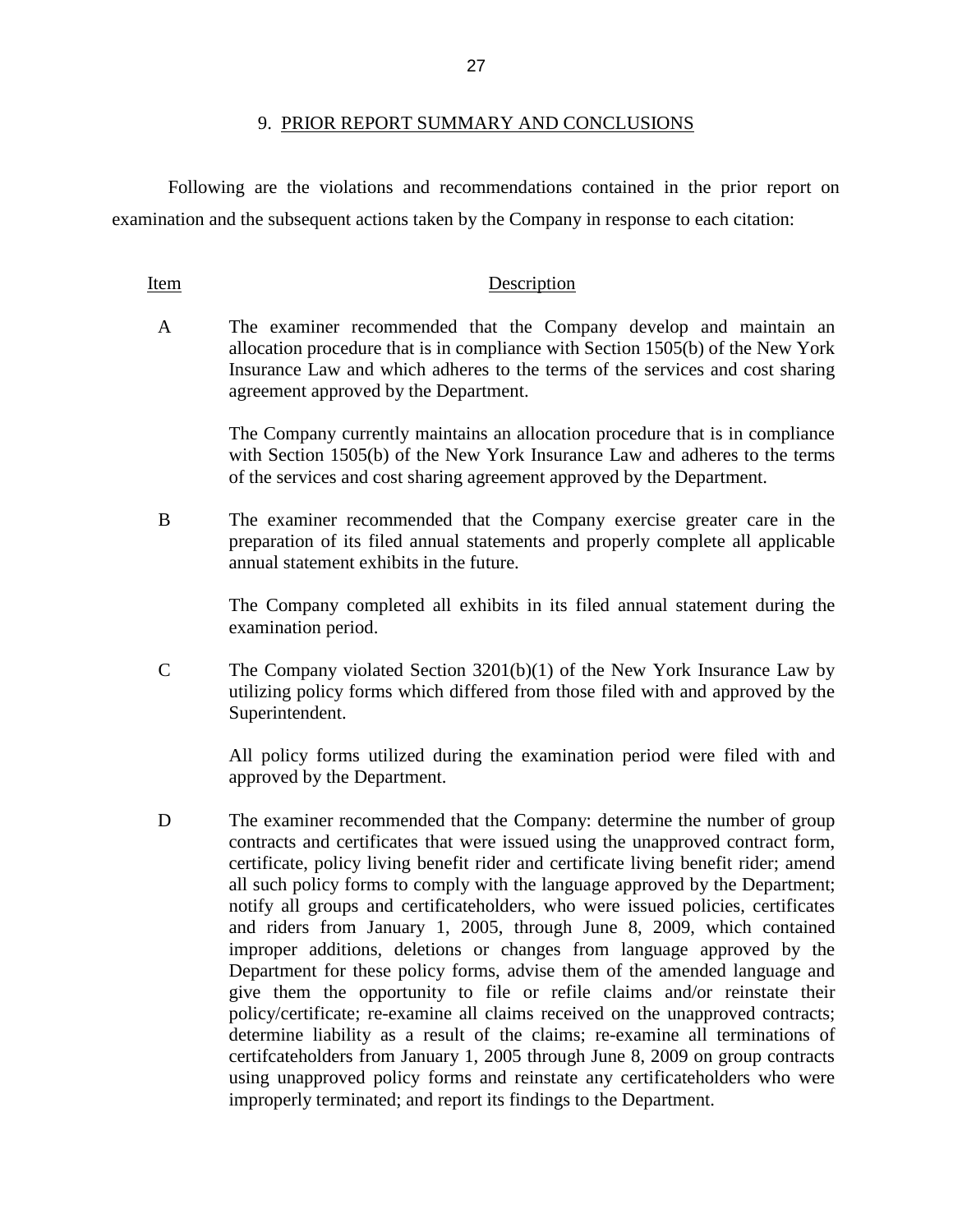## 9. PRIOR REPORT SUMMARY AND CONCLUSIONS

Following are the violations and recommendations contained in the prior report on examination and the subsequent actions taken by the Company in response to each citation:

| Item | Description |
|---|---|
| A | The examiner recommended that the Company develop and maintain an allocation procedure that is in compliance with Section 1505(b) of the New York Insurance Law and which adheres to the terms of the services and cost sharing agreement approved by the Department.<br><br>The Company currently maintains an allocation procedure that is in compliance with Section 1505(b) of the New York Insurance Law and adheres to the terms of the services and cost sharing agreement approved by the Department. |
| B | The examiner recommended that the Company exercise greater care in the preparation of its filed annual statements and properly complete all applicable annual statement exhibits in the future.<br><br>The Company completed all exhibits in its filed annual statement during the examination period. |
| C | The Company violated Section 3201(b)(1) of the New York Insurance Law by utilizing policy forms which differed from those filed with and approved by the Superintendent.<br><br>All policy forms utilized during the examination period were filed with and approved by the Department. |
| D | The examiner recommended that the Company: determine the number of group contracts and certificates that were issued using the unapproved contract form, certificate, policy living benefit rider and certificate living benefit rider; amend all such policy forms to comply with the language approved by the Department; notify all groups and certificateholders, who were issued policies, certificates and riders from January 1, 2005, through June 8, 2009, which contained improper additions, deletions or changes from language approved by the Department for these policy forms, advise them of the amended language and give them the opportunity to file or refile claims and/or reinstate their policy/certificate; re-examine all claims received on the unapproved contracts; determine liability as a result of the claims; re-examine all terminations of certifcateholders from January 1, 2005 through June 8, 2009 on group contracts using unapproved policy forms and reinstate any certificateholders who were improperly terminated; and report its findings to the Department. |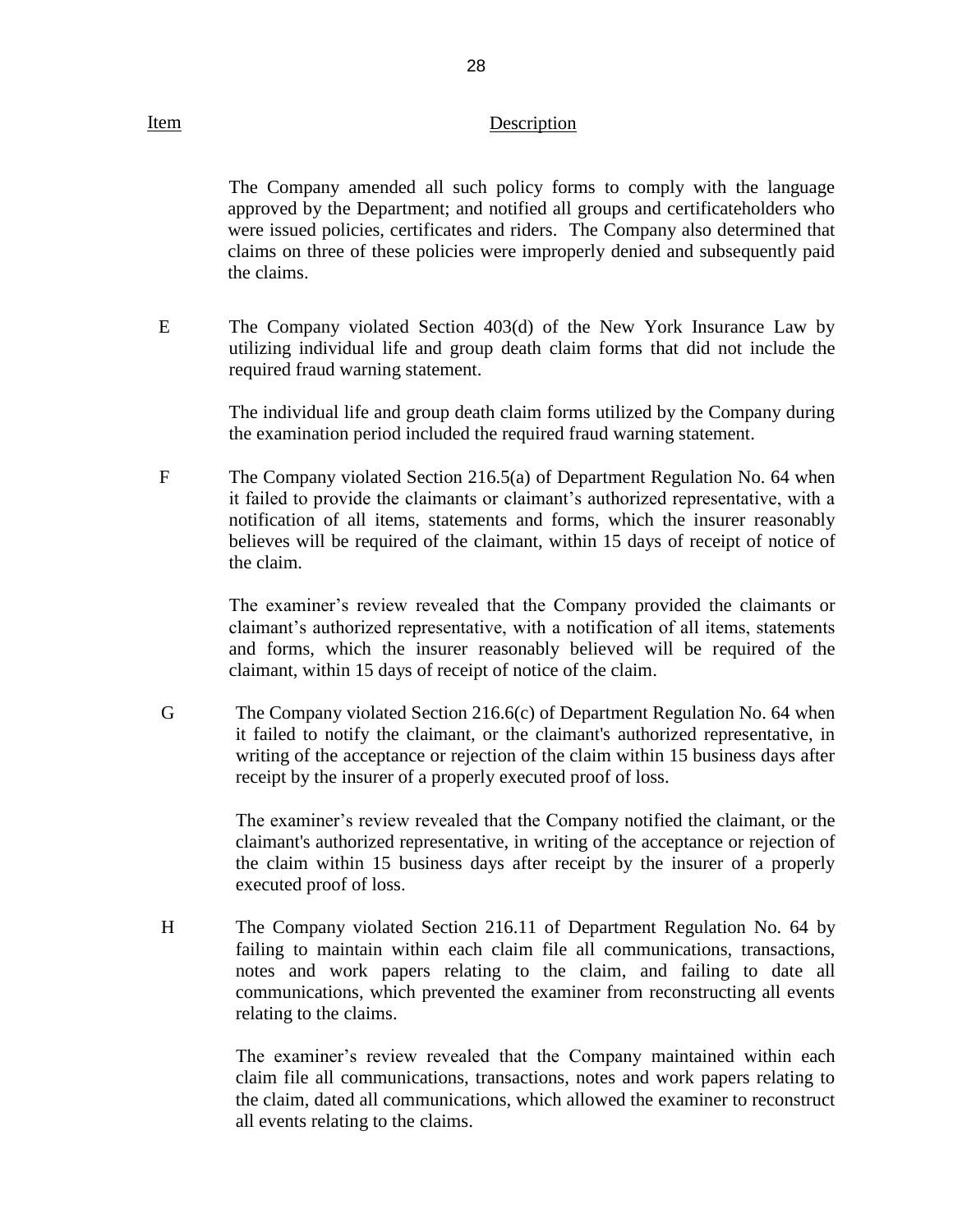| Item | Description |
|---|---|
| | The Company amended all such policy forms to comply with the language approved by the Department; and notified all groups and certificateholders who were issued policies, certificates and riders. The Company also determined that claims on three of these policies were improperly denied and subsequently paid the claims. |
| E | The Company violated Section 403(d) of the New York Insurance Law by utilizing individual life and group death claim forms that did not include the required fraud warning statement.<br><br>The individual life and group death claim forms utilized by the Company during the examination period included the required fraud warning statement. |
| F | The Company violated Section 216.5(a) of Department Regulation No. 64 when it failed to provide the claimants or claimant's authorized representative, with a notification of all items, statements and forms, which the insurer reasonably believes will be required of the claimant, within 15 days of receipt of notice of the claim.<br><br>The examiner's review revealed that the Company provided the claimants or claimant's authorized representative, with a notification of all items, statements and forms, which the insurer reasonably believed will be required of the claimant, within 15 days of receipt of notice of the claim. |
| G | The Company violated Section 216.6(c) of Department Regulation No. 64 when it failed to notify the claimant, or the claimant's authorized representative, in writing of the acceptance or rejection of the claim within 15 business days after receipt by the insurer of a properly executed proof of loss.<br><br>The examiner's review revealed that the Company notified the claimant, or the claimant's authorized representative, in writing of the acceptance or rejection of the claim within 15 business days after receipt by the insurer of a properly executed proof of loss. |
| H | The Company violated Section 216.11 of Department Regulation No. 64 by failing to maintain within each claim file all communications, transactions, notes and work papers relating to the claim, and failing to date all communications, which prevented the examiner from reconstructing all events relating to the claims.<br><br>The examiner's review revealed that the Company maintained within each claim file all communications, transactions, notes and work papers relating to the claim, dated all communications, which allowed the examiner to reconstruct all events relating to the claims. |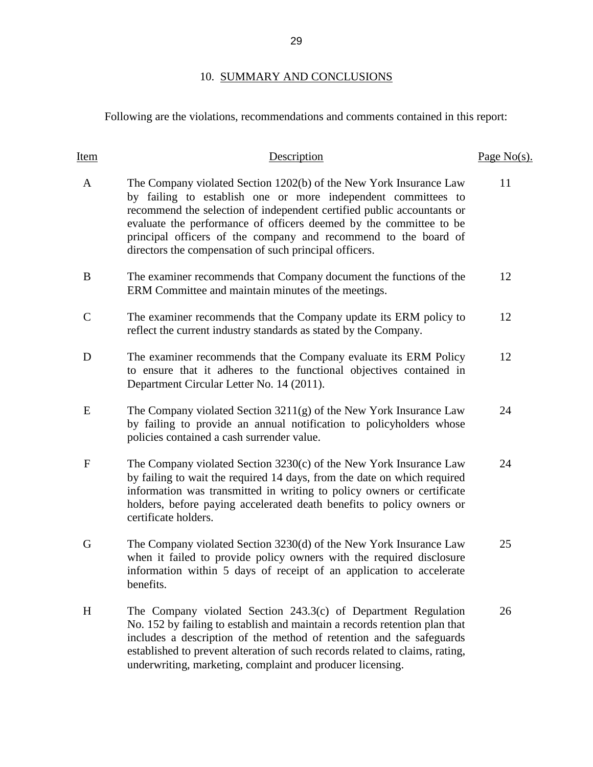## 10. SUMMARY AND CONCLUSIONS

Following are the violations, recommendations and comments contained in this report:

| Item | Description | Page No(s). |
|---|---|---|
| A | The Company violated Section 1202(b) of the New York Insurance Law by failing to establish one or more independent committees to recommend the selection of independent certified public accountants or evaluate the performance of officers deemed by the committee to be principal officers of the company and recommend to the board of directors the compensation of such principal officers. | 11 |
| B | The examiner recommends that Company document the functions of the ERM Committee and maintain minutes of the meetings. | 12 |
| C | The examiner recommends that the Company update its ERM policy to reflect the current industry standards as stated by the Company. | 12 |
| D | The examiner recommends that the Company evaluate its ERM Policy to ensure that it adheres to the functional objectives contained in Department Circular Letter No. 14 (2011). | 12 |
| E | The Company violated Section 3211(g) of the New York Insurance Law by failing to provide an annual notification to policyholders whose policies contained a cash surrender value. | 24 |
| F | The Company violated Section 3230(c) of the New York Insurance Law by failing to wait the required 14 days, from the date on which required information was transmitted in writing to policy owners or certificate holders, before paying accelerated death benefits to policy owners or certificate holders. | 24 |
| G | The Company violated Section 3230(d) of the New York Insurance Law when it failed to provide policy owners with the required disclosure information within 5 days of receipt of an application to accelerate benefits. | 25 |
| H | The Company violated Section 243.3(c) of Department Regulation No. 152 by failing to establish and maintain a records retention plan that includes a description of the method of retention and the safeguards established to prevent alteration of such records related to claims, rating, underwriting, marketing, complaint and producer licensing. | 26 |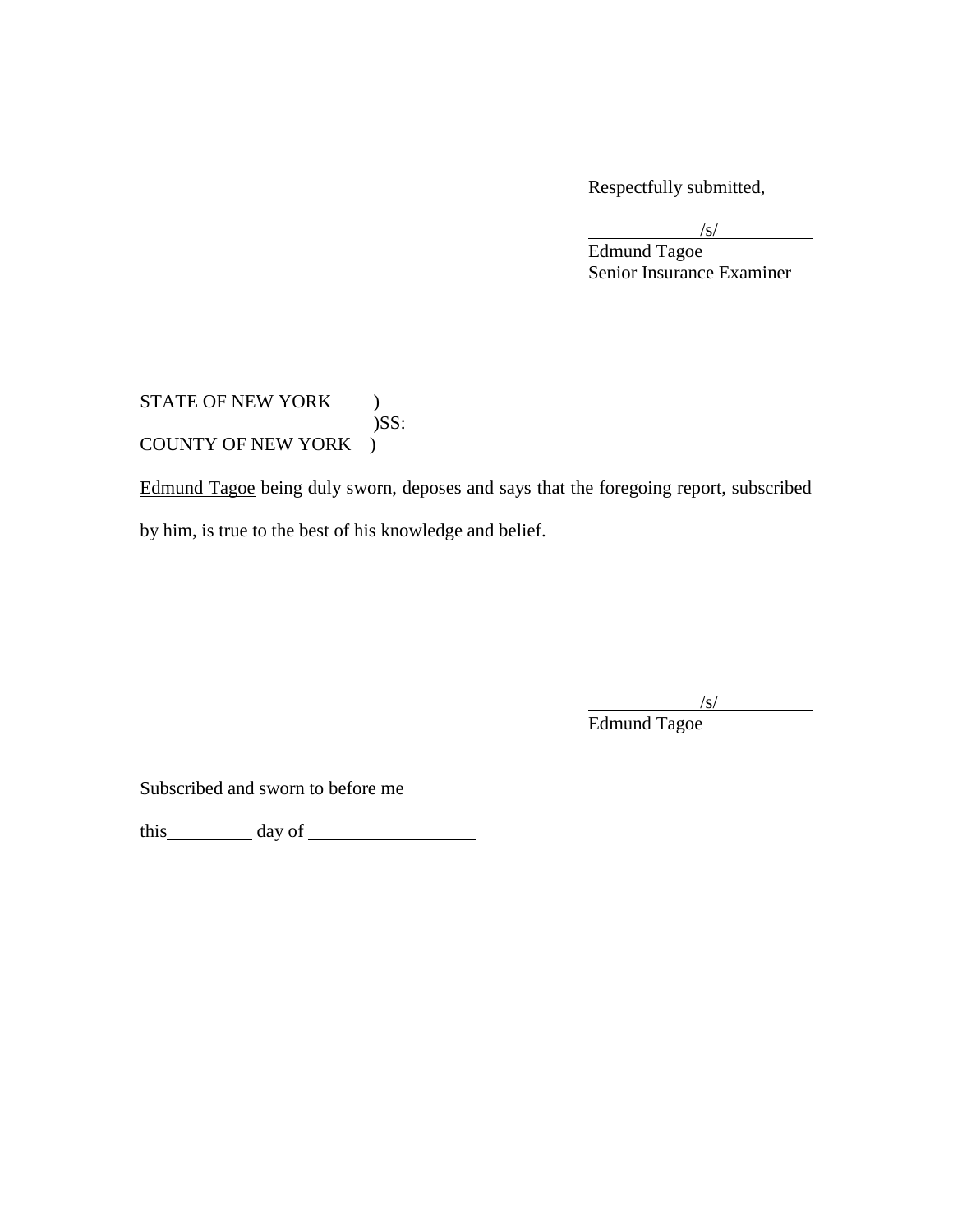Respectfully submitted,

/s/
Edmund Tagoe
Senior Insurance Examiner

STATE OF NEW YORK )
)SS:
COUNTY OF NEW YORK )

Edmund Tagoe being duly sworn, deposes and says that the foregoing report, subscribed by him, is true to the best of his knowledge and belief.

/s/
Edmund Tagoe

Subscribed and sworn to before me

this\_\_\_\_\_\_\_\_\_ day of \_\_\_\_\_\_\_\_\_\_\_\_\_\_\_\_\_\_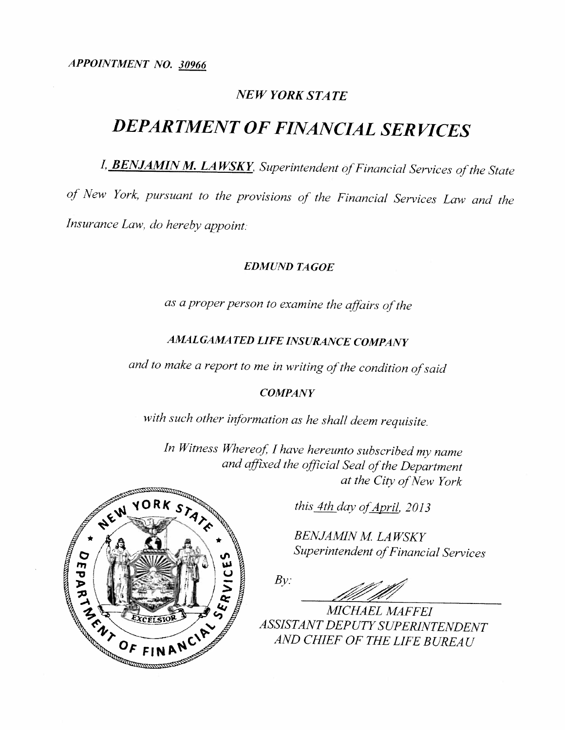*APPOINTMENT NO. 30966*

*NEW YORK STATE*

# *DEPARTMENT OF FINANCIAL SERVICES*

*I, **BENJAMIN M. LAWSKY**, Superintendent of Financial Services of the State of New York, pursuant to the provisions of the Financial Services Law and the Insurance Law, do hereby appoint:*

***EDMUND TAGOE***

*as a proper person to examine the affairs of the*

***AMALGAMATED LIFE INSURANCE COMPANY***

*and to make a report to me in writing of the condition of said*

***COMPANY***

*with such other information as he shall deem requisite.*

*In Witness Whereof, I have hereunto subscribed my name and affixed the official Seal of the Department at the City of New York*

*this 4th day of April, 2013*

*BENJAMIN M. LAWSKY*
*Superintendent of Financial Services*

*By:*

*MICHAEL MAFFEI*
*ASSISTANT DEPUTY SUPERINTENDENT AND CHIEF OF THE LIFE BUREAU*

NEW YORK STATE DEPARTMENT OF FINANCIAL SERVICES
EXCELSIOR